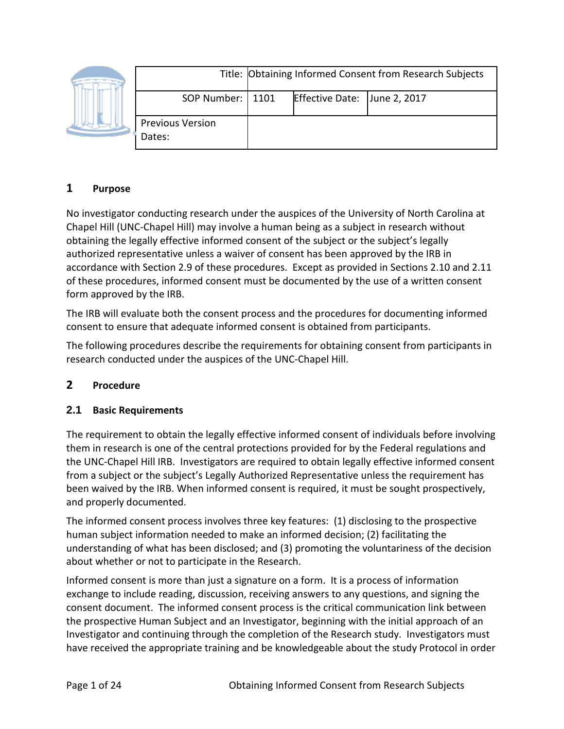| Title: | Obtaining Informed Consent from Research Subjects | | |
|---|---|---|---|
| SOP Number: | 1101 | Effective Date: | June 2, 2017 |
| Previous Version Dates: | | | |

## 1 Purpose

No investigator conducting research under the auspices of the University of North Carolina at Chapel Hill (UNC-Chapel Hill) may involve a human being as a subject in research without obtaining the legally effective informed consent of the subject or the subject's legally authorized representative unless a waiver of consent has been approved by the IRB in accordance with Section 2.9 of these procedures. Except as provided in Sections 2.10 and 2.11 of these procedures, informed consent must be documented by the use of a written consent form approved by the IRB.

The IRB will evaluate both the consent process and the procedures for documenting informed consent to ensure that adequate informed consent is obtained from participants.

The following procedures describe the requirements for obtaining consent from participants in research conducted under the auspices of the UNC-Chapel Hill.

## 2 Procedure

### 2.1 Basic Requirements

The requirement to obtain the legally effective informed consent of individuals before involving them in research is one of the central protections provided for by the Federal regulations and the UNC-Chapel Hill IRB. Investigators are required to obtain legally effective informed consent from a subject or the subject's Legally Authorized Representative unless the requirement has been waived by the IRB. When informed consent is required, it must be sought prospectively, and properly documented.

The informed consent process involves three key features: (1) disclosing to the prospective human subject information needed to make an informed decision; (2) facilitating the understanding of what has been disclosed; and (3) promoting the voluntariness of the decision about whether or not to participate in the Research.

Informed consent is more than just a signature on a form. It is a process of information exchange to include reading, discussion, receiving answers to any questions, and signing the consent document. The informed consent process is the critical communication link between the prospective Human Subject and an Investigator, beginning with the initial approach of an Investigator and continuing through the completion of the Research study. Investigators must have received the appropriate training and be knowledgeable about the study Protocol in order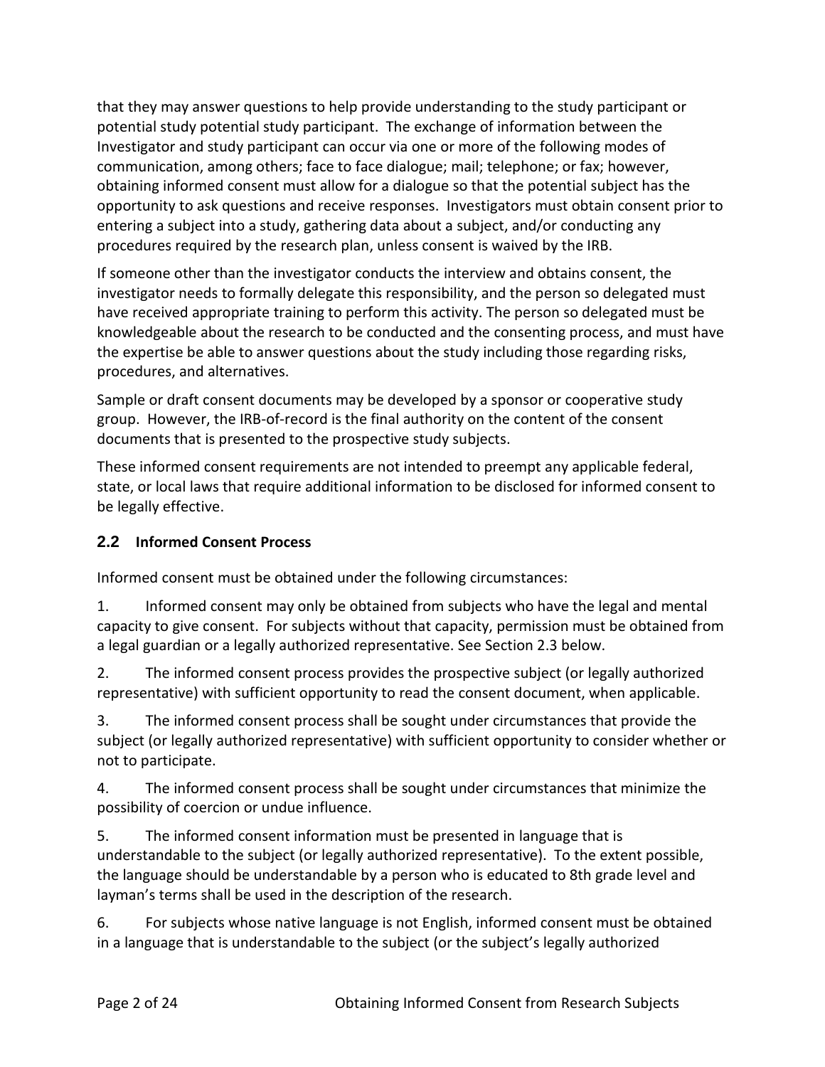that they may answer questions to help provide understanding to the study participant or potential study potential study participant. The exchange of information between the Investigator and study participant can occur via one or more of the following modes of communication, among others; face to face dialogue; mail; telephone; or fax; however, obtaining informed consent must allow for a dialogue so that the potential subject has the opportunity to ask questions and receive responses. Investigators must obtain consent prior to entering a subject into a study, gathering data about a subject, and/or conducting any procedures required by the research plan, unless consent is waived by the IRB.

If someone other than the investigator conducts the interview and obtains consent, the investigator needs to formally delegate this responsibility, and the person so delegated must have received appropriate training to perform this activity. The person so delegated must be knowledgeable about the research to be conducted and the consenting process, and must have the expertise be able to answer questions about the study including those regarding risks, procedures, and alternatives.

Sample or draft consent documents may be developed by a sponsor or cooperative study group. However, the IRB-of-record is the final authority on the content of the consent documents that is presented to the prospective study subjects.

These informed consent requirements are not intended to preempt any applicable federal, state, or local laws that require additional information to be disclosed for informed consent to be legally effective.

### 2.2 Informed Consent Process

Informed consent must be obtained under the following circumstances:

1. Informed consent may only be obtained from subjects who have the legal and mental capacity to give consent. For subjects without that capacity, permission must be obtained from a legal guardian or a legally authorized representative. See Section 2.3 below.

2. The informed consent process provides the prospective subject (or legally authorized representative) with sufficient opportunity to read the consent document, when applicable.

3. The informed consent process shall be sought under circumstances that provide the subject (or legally authorized representative) with sufficient opportunity to consider whether or not to participate.

4. The informed consent process shall be sought under circumstances that minimize the possibility of coercion or undue influence.

5. The informed consent information must be presented in language that is understandable to the subject (or legally authorized representative). To the extent possible, the language should be understandable by a person who is educated to 8th grade level and layman's terms shall be used in the description of the research.

6. For subjects whose native language is not English, informed consent must be obtained in a language that is understandable to the subject (or the subject's legally authorized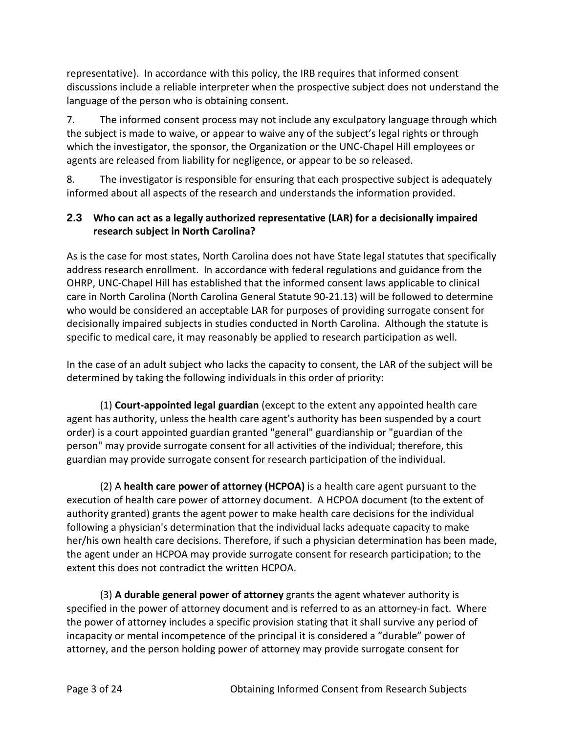representative). In accordance with this policy, the IRB requires that informed consent discussions include a reliable interpreter when the prospective subject does not understand the language of the person who is obtaining consent.

7. The informed consent process may not include any exculpatory language through which the subject is made to waive, or appear to waive any of the subject's legal rights or through which the investigator, the sponsor, the Organization or the UNC-Chapel Hill employees or agents are released from liability for negligence, or appear to be so released.

8. The investigator is responsible for ensuring that each prospective subject is adequately informed about all aspects of the research and understands the information provided.

### 2.3 Who can act as a legally authorized representative (LAR) for a decisionally impaired research subject in North Carolina?

As is the case for most states, North Carolina does not have State legal statutes that specifically address research enrollment. In accordance with federal regulations and guidance from the OHRP, UNC-Chapel Hill has established that the informed consent laws applicable to clinical care in North Carolina (North Carolina General Statute 90-21.13) will be followed to determine who would be considered an acceptable LAR for purposes of providing surrogate consent for decisionally impaired subjects in studies conducted in North Carolina. Although the statute is specific to medical care, it may reasonably be applied to research participation as well.

In the case of an adult subject who lacks the capacity to consent, the LAR of the subject will be determined by taking the following individuals in this order of priority:

(1) **Court-appointed legal guardian** (except to the extent any appointed health care agent has authority, unless the health care agent's authority has been suspended by a court order) is a court appointed guardian granted "general" guardianship or "guardian of the person" may provide surrogate consent for all activities of the individual; therefore, this guardian may provide surrogate consent for research participation of the individual.

(2) A **health care power of attorney (HCPOA)** is a health care agent pursuant to the execution of health care power of attorney document. A HCPOA document (to the extent of authority granted) grants the agent power to make health care decisions for the individual following a physician's determination that the individual lacks adequate capacity to make her/his own health care decisions. Therefore, if such a physician determination has been made, the agent under an HCPOA may provide surrogate consent for research participation; to the extent this does not contradict the written HCPOA.

(3) **A durable general power of attorney** grants the agent whatever authority is specified in the power of attorney document and is referred to as an attorney-in fact. Where the power of attorney includes a specific provision stating that it shall survive any period of incapacity or mental incompetence of the principal it is considered a "durable" power of attorney, and the person holding power of attorney may provide surrogate consent for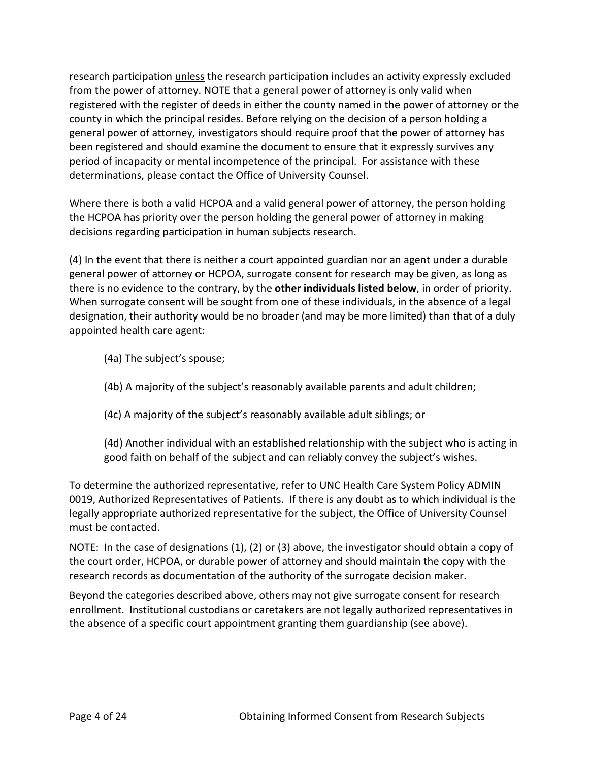research participation unless the research participation includes an activity expressly excluded from the power of attorney. NOTE that a general power of attorney is only valid when registered with the register of deeds in either the county named in the power of attorney or the county in which the principal resides. Before relying on the decision of a person holding a general power of attorney, investigators should require proof that the power of attorney has been registered and should examine the document to ensure that it expressly survives any period of incapacity or mental incompetence of the principal. For assistance with these determinations, please contact the Office of University Counsel.

Where there is both a valid HCPOA and a valid general power of attorney, the person holding the HCPOA has priority over the person holding the general power of attorney in making decisions regarding participation in human subjects research.

(4) In the event that there is neither a court appointed guardian nor an agent under a durable general power of attorney or HCPOA, surrogate consent for research may be given, as long as there is no evidence to the contrary, by the **other individuals listed below**, in order of priority. When surrogate consent will be sought from one of these individuals, in the absence of a legal designation, their authority would be no broader (and may be more limited) than that of a duly appointed health care agent:

> (4a) The subject's spouse;
>
> (4b) A majority of the subject's reasonably available parents and adult children;
>
> (4c) A majority of the subject's reasonably available adult siblings; or
>
> (4d) Another individual with an established relationship with the subject who is acting in good faith on behalf of the subject and can reliably convey the subject's wishes.

To determine the authorized representative, refer to UNC Health Care System Policy ADMIN 0019, Authorized Representatives of Patients. If there is any doubt as to which individual is the legally appropriate authorized representative for the subject, the Office of University Counsel must be contacted.

NOTE: In the case of designations (1), (2) or (3) above, the investigator should obtain a copy of the court order, HCPOA, or durable power of attorney and should maintain the copy with the research records as documentation of the authority of the surrogate decision maker.

Beyond the categories described above, others may not give surrogate consent for research enrollment. Institutional custodians or caretakers are not legally authorized representatives in the absence of a specific court appointment granting them guardianship (see above).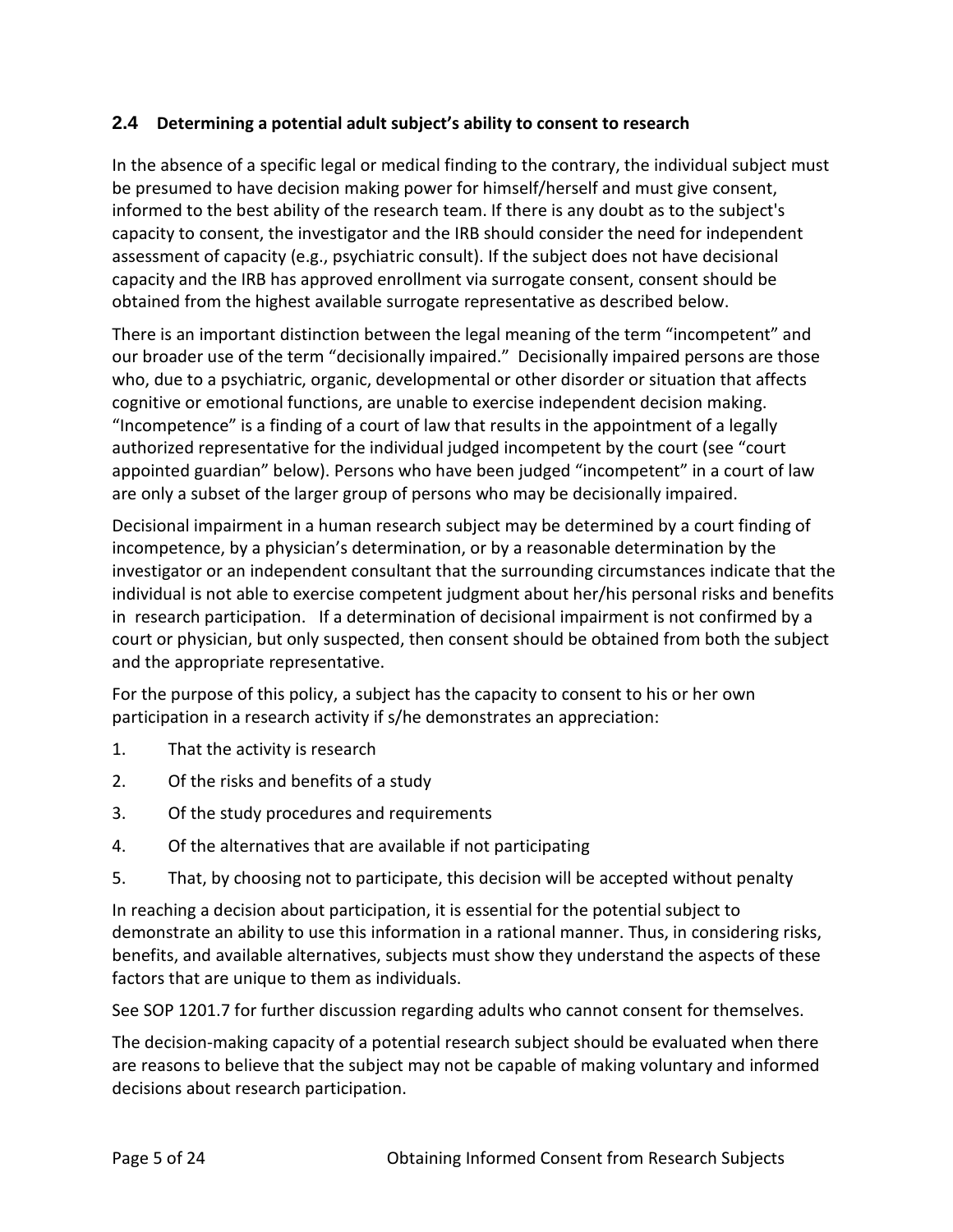## 2.4 Determining a potential adult subject's ability to consent to research

In the absence of a specific legal or medical finding to the contrary, the individual subject must be presumed to have decision making power for himself/herself and must give consent, informed to the best ability of the research team. If there is any doubt as to the subject's capacity to consent, the investigator and the IRB should consider the need for independent assessment of capacity (e.g., psychiatric consult). If the subject does not have decisional capacity and the IRB has approved enrollment via surrogate consent, consent should be obtained from the highest available surrogate representative as described below.

There is an important distinction between the legal meaning of the term "incompetent" and our broader use of the term "decisionally impaired." Decisionally impaired persons are those who, due to a psychiatric, organic, developmental or other disorder or situation that affects cognitive or emotional functions, are unable to exercise independent decision making. "Incompetence" is a finding of a court of law that results in the appointment of a legally authorized representative for the individual judged incompetent by the court (see "court appointed guardian" below). Persons who have been judged "incompetent" in a court of law are only a subset of the larger group of persons who may be decisionally impaired.

Decisional impairment in a human research subject may be determined by a court finding of incompetence, by a physician's determination, or by a reasonable determination by the investigator or an independent consultant that the surrounding circumstances indicate that the individual is not able to exercise competent judgment about her/his personal risks and benefits in research participation. If a determination of decisional impairment is not confirmed by a court or physician, but only suspected, then consent should be obtained from both the subject and the appropriate representative.

For the purpose of this policy, a subject has the capacity to consent to his or her own participation in a research activity if s/he demonstrates an appreciation:

1. That the activity is research
2. Of the risks and benefits of a study
3. Of the study procedures and requirements
4. Of the alternatives that are available if not participating
5. That, by choosing not to participate, this decision will be accepted without penalty

In reaching a decision about participation, it is essential for the potential subject to demonstrate an ability to use this information in a rational manner. Thus, in considering risks, benefits, and available alternatives, subjects must show they understand the aspects of these factors that are unique to them as individuals.

See SOP 1201.7 for further discussion regarding adults who cannot consent for themselves.

The decision-making capacity of a potential research subject should be evaluated when there are reasons to believe that the subject may not be capable of making voluntary and informed decisions about research participation.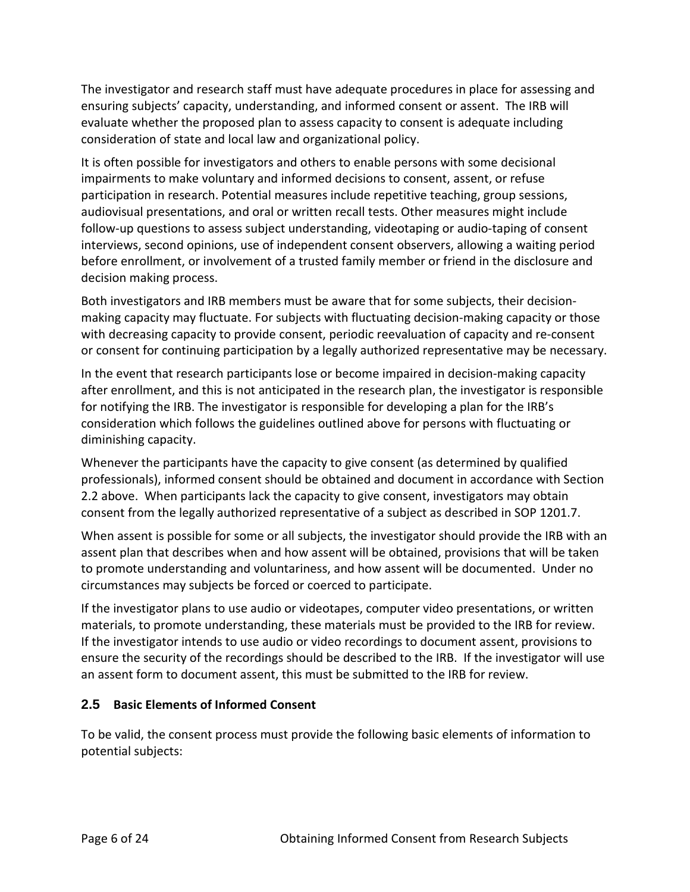The investigator and research staff must have adequate procedures in place for assessing and ensuring subjects' capacity, understanding, and informed consent or assent. The IRB will evaluate whether the proposed plan to assess capacity to consent is adequate including consideration of state and local law and organizational policy.

It is often possible for investigators and others to enable persons with some decisional impairments to make voluntary and informed decisions to consent, assent, or refuse participation in research. Potential measures include repetitive teaching, group sessions, audiovisual presentations, and oral or written recall tests. Other measures might include follow-up questions to assess subject understanding, videotaping or audio-taping of consent interviews, second opinions, use of independent consent observers, allowing a waiting period before enrollment, or involvement of a trusted family member or friend in the disclosure and decision making process.

Both investigators and IRB members must be aware that for some subjects, their decision-making capacity may fluctuate. For subjects with fluctuating decision-making capacity or those with decreasing capacity to provide consent, periodic reevaluation of capacity and re-consent or consent for continuing participation by a legally authorized representative may be necessary.

In the event that research participants lose or become impaired in decision-making capacity after enrollment, and this is not anticipated in the research plan, the investigator is responsible for notifying the IRB. The investigator is responsible for developing a plan for the IRB's consideration which follows the guidelines outlined above for persons with fluctuating or diminishing capacity.

Whenever the participants have the capacity to give consent (as determined by qualified professionals), informed consent should be obtained and document in accordance with Section 2.2 above. When participants lack the capacity to give consent, investigators may obtain consent from the legally authorized representative of a subject as described in SOP 1201.7.

When assent is possible for some or all subjects, the investigator should provide the IRB with an assent plan that describes when and how assent will be obtained, provisions that will be taken to promote understanding and voluntariness, and how assent will be documented. Under no circumstances may subjects be forced or coerced to participate.

If the investigator plans to use audio or videotapes, computer video presentations, or written materials, to promote understanding, these materials must be provided to the IRB for review. If the investigator intends to use audio or video recordings to document assent, provisions to ensure the security of the recordings should be described to the IRB. If the investigator will use an assent form to document assent, this must be submitted to the IRB for review.

## 2.5 Basic Elements of Informed Consent

To be valid, the consent process must provide the following basic elements of information to potential subjects: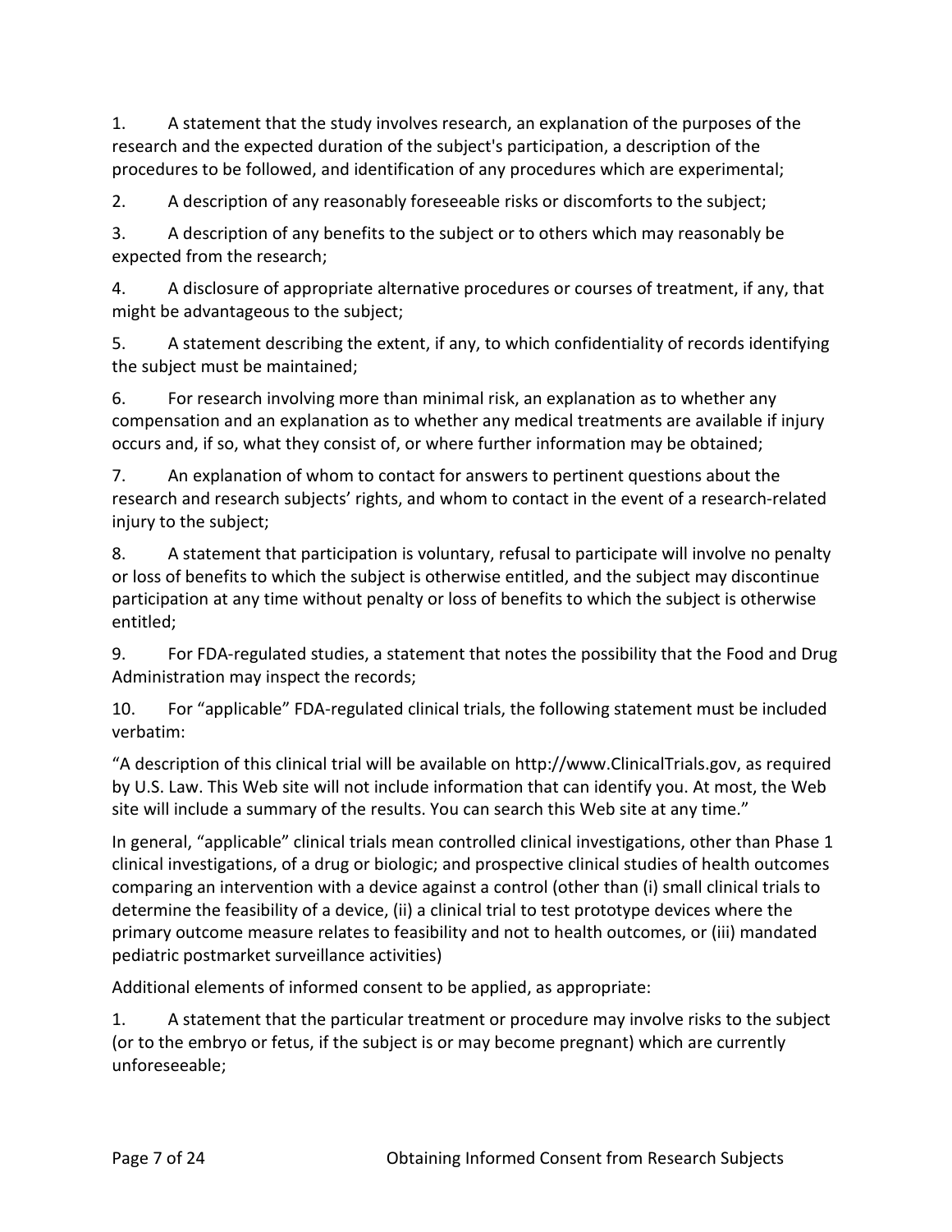1. A statement that the study involves research, an explanation of the purposes of the research and the expected duration of the subject's participation, a description of the procedures to be followed, and identification of any procedures which are experimental;

2. A description of any reasonably foreseeable risks or discomforts to the subject;

3. A description of any benefits to the subject or to others which may reasonably be expected from the research;

4. A disclosure of appropriate alternative procedures or courses of treatment, if any, that might be advantageous to the subject;

5. A statement describing the extent, if any, to which confidentiality of records identifying the subject must be maintained;

6. For research involving more than minimal risk, an explanation as to whether any compensation and an explanation as to whether any medical treatments are available if injury occurs and, if so, what they consist of, or where further information may be obtained;

7. An explanation of whom to contact for answers to pertinent questions about the research and research subjects' rights, and whom to contact in the event of a research-related injury to the subject;

8. A statement that participation is voluntary, refusal to participate will involve no penalty or loss of benefits to which the subject is otherwise entitled, and the subject may discontinue participation at any time without penalty or loss of benefits to which the subject is otherwise entitled;

9. For FDA-regulated studies, a statement that notes the possibility that the Food and Drug Administration may inspect the records;

10. For "applicable" FDA-regulated clinical trials, the following statement must be included verbatim:

"A description of this clinical trial will be available on http://www.ClinicalTrials.gov, as required by U.S. Law. This Web site will not include information that can identify you. At most, the Web site will include a summary of the results. You can search this Web site at any time."

In general, "applicable" clinical trials mean controlled clinical investigations, other than Phase 1 clinical investigations, of a drug or biologic; and prospective clinical studies of health outcomes comparing an intervention with a device against a control (other than (i) small clinical trials to determine the feasibility of a device, (ii) a clinical trial to test prototype devices where the primary outcome measure relates to feasibility and not to health outcomes, or (iii) mandated pediatric postmarket surveillance activities)

Additional elements of informed consent to be applied, as appropriate:

1. A statement that the particular treatment or procedure may involve risks to the subject (or to the embryo or fetus, if the subject is or may become pregnant) which are currently unforeseeable;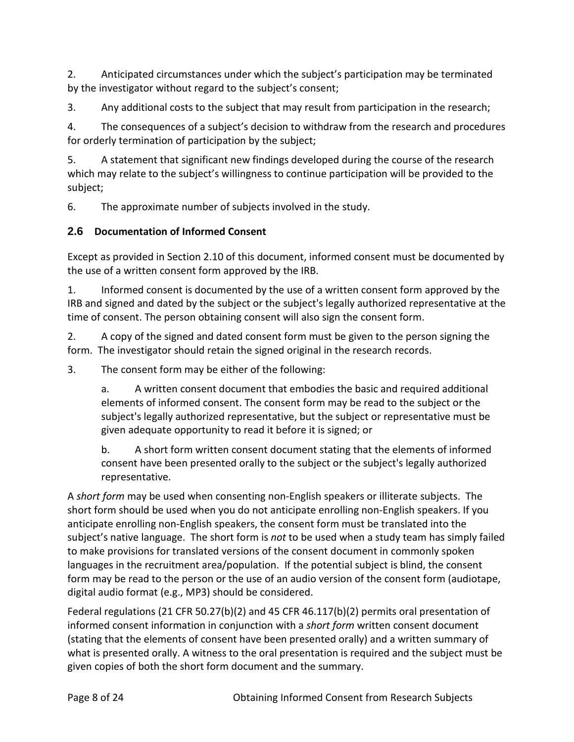2. Anticipated circumstances under which the subject's participation may be terminated by the investigator without regard to the subject's consent;

3. Any additional costs to the subject that may result from participation in the research;

4. The consequences of a subject's decision to withdraw from the research and procedures for orderly termination of participation by the subject;

5. A statement that significant new findings developed during the course of the research which may relate to the subject's willingness to continue participation will be provided to the subject;

6. The approximate number of subjects involved in the study.

## 2.6 Documentation of Informed Consent

Except as provided in Section 2.10 of this document, informed consent must be documented by the use of a written consent form approved by the IRB.

1. Informed consent is documented by the use of a written consent form approved by the IRB and signed and dated by the subject or the subject's legally authorized representative at the time of consent. The person obtaining consent will also sign the consent form.

2. A copy of the signed and dated consent form must be given to the person signing the form. The investigator should retain the signed original in the research records.

3. The consent form may be either of the following:

   a. A written consent document that embodies the basic and required additional elements of informed consent. The consent form may be read to the subject or the subject's legally authorized representative, but the subject or representative must be given adequate opportunity to read it before it is signed; or

   b. A short form written consent document stating that the elements of informed consent have been presented orally to the subject or the subject's legally authorized representative.

A *short form* may be used when consenting non-English speakers or illiterate subjects. The short form should be used when you do not anticipate enrolling non-English speakers. If you anticipate enrolling non-English speakers, the consent form must be translated into the subject's native language. The short form is *not* to be used when a study team has simply failed to make provisions for translated versions of the consent document in commonly spoken languages in the recruitment area/population. If the potential subject is blind, the consent form may be read to the person or the use of an audio version of the consent form (audiotape, digital audio format (e.g., MP3) should be considered.

Federal regulations (21 CFR 50.27(b)(2) and 45 CFR 46.117(b)(2) permits oral presentation of informed consent information in conjunction with a *short form* written consent document (stating that the elements of consent have been presented orally) and a written summary of what is presented orally. A witness to the oral presentation is required and the subject must be given copies of both the short form document and the summary.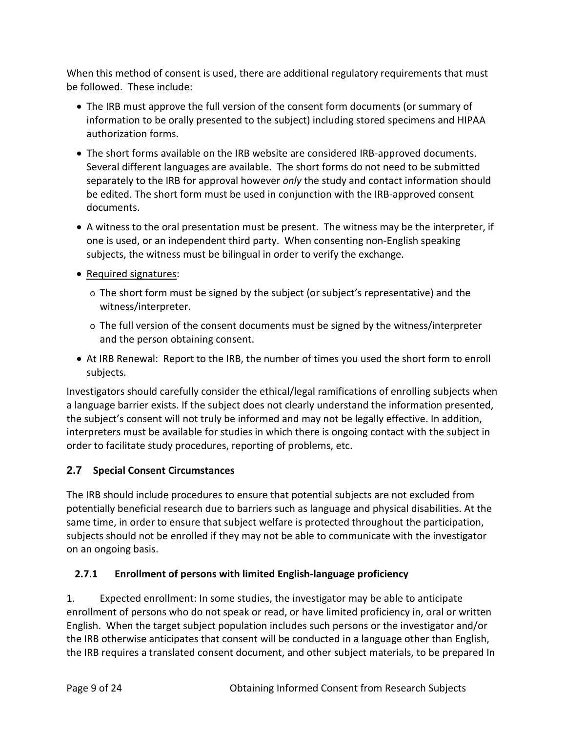When this method of consent is used, there are additional regulatory requirements that must be followed. These include:

- The IRB must approve the full version of the consent form documents (or summary of information to be orally presented to the subject) including stored specimens and HIPAA authorization forms.
- The short forms available on the IRB website are considered IRB-approved documents. Several different languages are available. The short forms do not need to be submitted separately to the IRB for approval however *only* the study and contact information should be edited. The short form must be used in conjunction with the IRB-approved consent documents.
- A witness to the oral presentation must be present. The witness may be the interpreter, if one is used, or an independent third party. When consenting non-English speaking subjects, the witness must be bilingual in order to verify the exchange.
- Required signatures:
  - The short form must be signed by the subject (or subject's representative) and the witness/interpreter.
  - The full version of the consent documents must be signed by the witness/interpreter and the person obtaining consent.
- At IRB Renewal: Report to the IRB, the number of times you used the short form to enroll subjects.

Investigators should carefully consider the ethical/legal ramifications of enrolling subjects when a language barrier exists. If the subject does not clearly understand the information presented, the subject's consent will not truly be informed and may not be legally effective. In addition, interpreters must be available for studies in which there is ongoing contact with the subject in order to facilitate study procedures, reporting of problems, etc.

## 2.7 Special Consent Circumstances

The IRB should include procedures to ensure that potential subjects are not excluded from potentially beneficial research due to barriers such as language and physical disabilities. At the same time, in order to ensure that subject welfare is protected throughout the participation, subjects should not be enrolled if they may not be able to communicate with the investigator on an ongoing basis.

### 2.7.1 Enrollment of persons with limited English-language proficiency

1. Expected enrollment: In some studies, the investigator may be able to anticipate enrollment of persons who do not speak or read, or have limited proficiency in, oral or written English. When the target subject population includes such persons or the investigator and/or the IRB otherwise anticipates that consent will be conducted in a language other than English, the IRB requires a translated consent document, and other subject materials, to be prepared In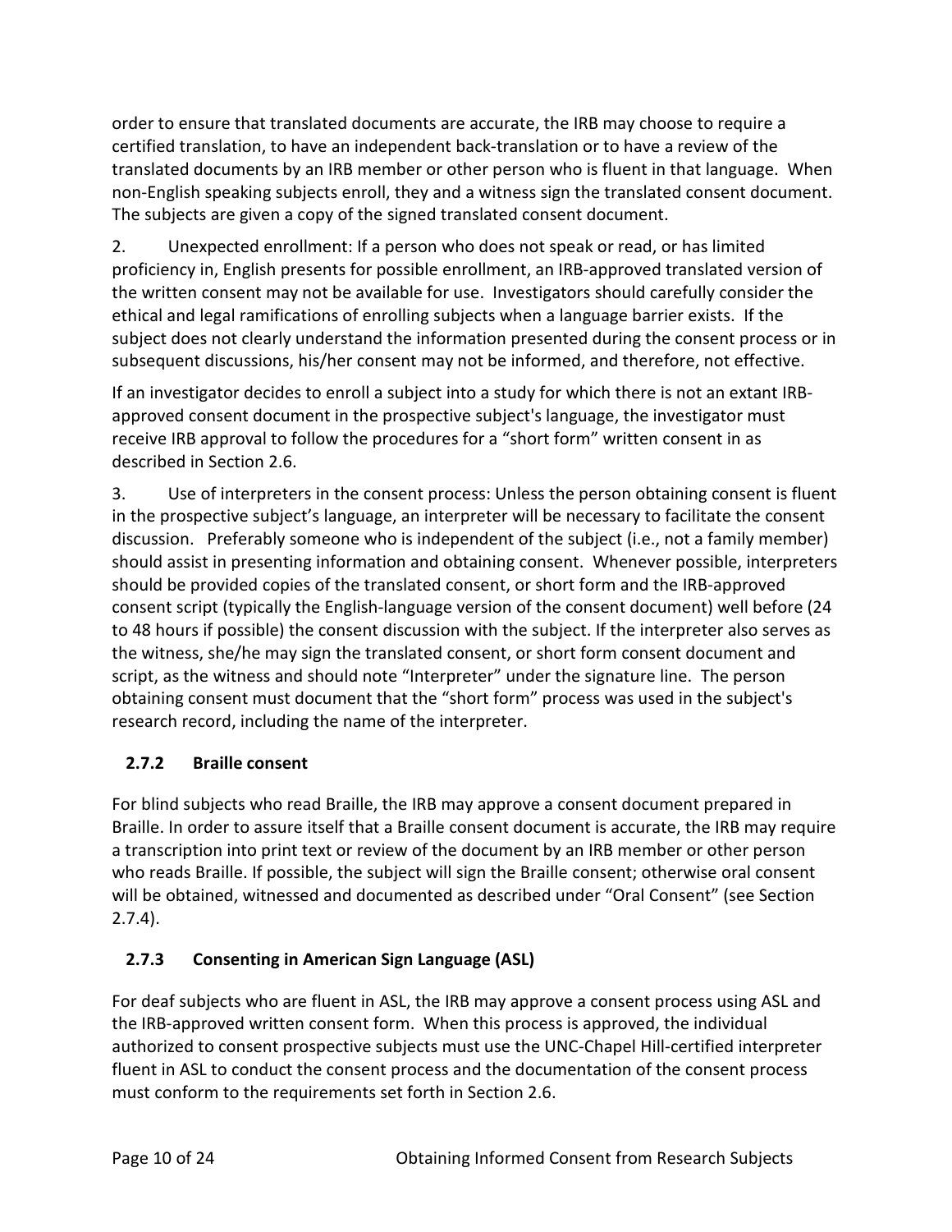order to ensure that translated documents are accurate, the IRB may choose to require a certified translation, to have an independent back-translation or to have a review of the translated documents by an IRB member or other person who is fluent in that language. When non-English speaking subjects enroll, they and a witness sign the translated consent document. The subjects are given a copy of the signed translated consent document.

2. Unexpected enrollment: If a person who does not speak or read, or has limited proficiency in, English presents for possible enrollment, an IRB-approved translated version of the written consent may not be available for use. Investigators should carefully consider the ethical and legal ramifications of enrolling subjects when a language barrier exists. If the subject does not clearly understand the information presented during the consent process or in subsequent discussions, his/her consent may not be informed, and therefore, not effective.

If an investigator decides to enroll a subject into a study for which there is not an extant IRB-approved consent document in the prospective subject's language, the investigator must receive IRB approval to follow the procedures for a "short form" written consent in as described in Section 2.6.

3. Use of interpreters in the consent process: Unless the person obtaining consent is fluent in the prospective subject's language, an interpreter will be necessary to facilitate the consent discussion. Preferably someone who is independent of the subject (i.e., not a family member) should assist in presenting information and obtaining consent. Whenever possible, interpreters should be provided copies of the translated consent, or short form and the IRB-approved consent script (typically the English-language version of the consent document) well before (24 to 48 hours if possible) the consent discussion with the subject. If the interpreter also serves as the witness, she/he may sign the translated consent, or short form consent document and script, as the witness and should note "Interpreter" under the signature line. The person obtaining consent must document that the "short form" process was used in the subject's research record, including the name of the interpreter.

### 2.7.2 Braille consent

For blind subjects who read Braille, the IRB may approve a consent document prepared in Braille. In order to assure itself that a Braille consent document is accurate, the IRB may require a transcription into print text or review of the document by an IRB member or other person who reads Braille. If possible, the subject will sign the Braille consent; otherwise oral consent will be obtained, witnessed and documented as described under "Oral Consent" (see Section 2.7.4).

### 2.7.3 Consenting in American Sign Language (ASL)

For deaf subjects who are fluent in ASL, the IRB may approve a consent process using ASL and the IRB-approved written consent form. When this process is approved, the individual authorized to consent prospective subjects must use the UNC-Chapel Hill-certified interpreter fluent in ASL to conduct the consent process and the documentation of the consent process must conform to the requirements set forth in Section 2.6.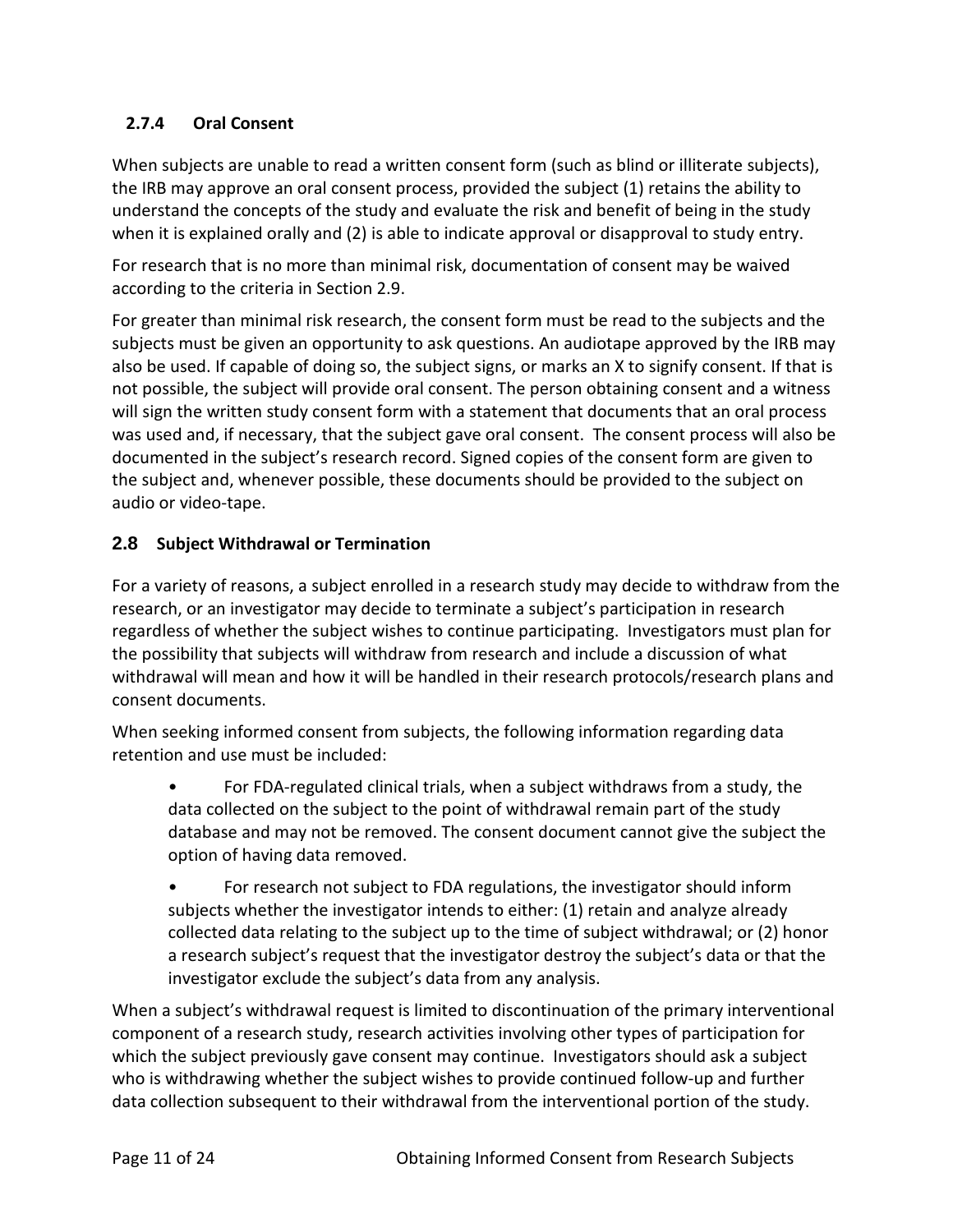### 2.7.4 Oral Consent

When subjects are unable to read a written consent form (such as blind or illiterate subjects), the IRB may approve an oral consent process, provided the subject (1) retains the ability to understand the concepts of the study and evaluate the risk and benefit of being in the study when it is explained orally and (2) is able to indicate approval or disapproval to study entry.

For research that is no more than minimal risk, documentation of consent may be waived according to the criteria in Section 2.9.

For greater than minimal risk research, the consent form must be read to the subjects and the subjects must be given an opportunity to ask questions. An audiotape approved by the IRB may also be used. If capable of doing so, the subject signs, or marks an X to signify consent. If that is not possible, the subject will provide oral consent. The person obtaining consent and a witness will sign the written study consent form with a statement that documents that an oral process was used and, if necessary, that the subject gave oral consent. The consent process will also be documented in the subject's research record. Signed copies of the consent form are given to the subject and, whenever possible, these documents should be provided to the subject on audio or video-tape.

## 2.8 Subject Withdrawal or Termination

For a variety of reasons, a subject enrolled in a research study may decide to withdraw from the research, or an investigator may decide to terminate a subject's participation in research regardless of whether the subject wishes to continue participating. Investigators must plan for the possibility that subjects will withdraw from research and include a discussion of what withdrawal will mean and how it will be handled in their research protocols/research plans and consent documents.

When seeking informed consent from subjects, the following information regarding data retention and use must be included:

- For FDA-regulated clinical trials, when a subject withdraws from a study, the data collected on the subject to the point of withdrawal remain part of the study database and may not be removed. The consent document cannot give the subject the option of having data removed.
- For research not subject to FDA regulations, the investigator should inform subjects whether the investigator intends to either: (1) retain and analyze already collected data relating to the subject up to the time of subject withdrawal; or (2) honor a research subject's request that the investigator destroy the subject's data or that the investigator exclude the subject's data from any analysis.

When a subject's withdrawal request is limited to discontinuation of the primary interventional component of a research study, research activities involving other types of participation for which the subject previously gave consent may continue. Investigators should ask a subject who is withdrawing whether the subject wishes to provide continued follow-up and further data collection subsequent to their withdrawal from the interventional portion of the study.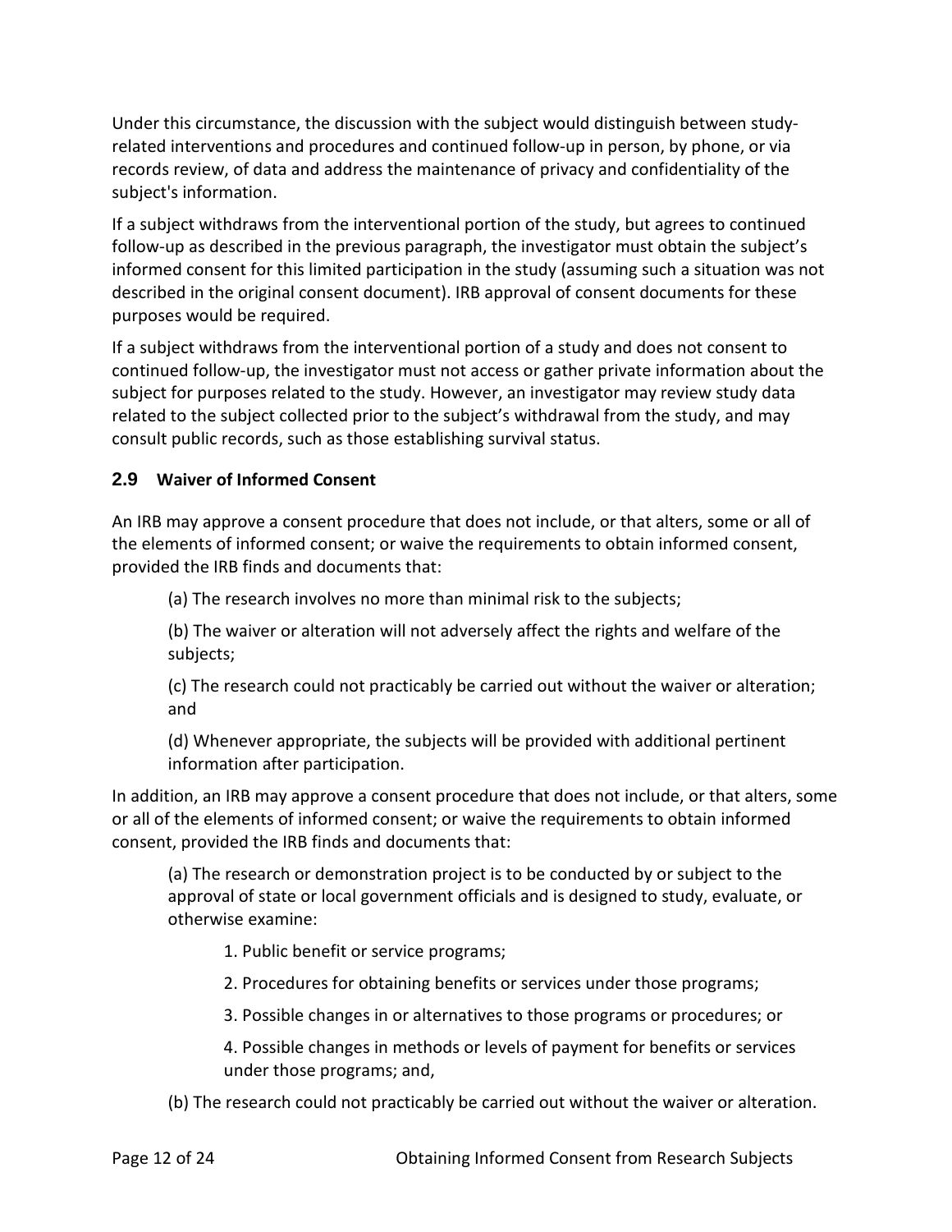Under this circumstance, the discussion with the subject would distinguish between study-related interventions and procedures and continued follow-up in person, by phone, or via records review, of data and address the maintenance of privacy and confidentiality of the subject's information.

If a subject withdraws from the interventional portion of the study, but agrees to continued follow-up as described in the previous paragraph, the investigator must obtain the subject's informed consent for this limited participation in the study (assuming such a situation was not described in the original consent document). IRB approval of consent documents for these purposes would be required.

If a subject withdraws from the interventional portion of a study and does not consent to continued follow-up, the investigator must not access or gather private information about the subject for purposes related to the study. However, an investigator may review study data related to the subject collected prior to the subject's withdrawal from the study, and may consult public records, such as those establishing survival status.

## 2.9 Waiver of Informed Consent

An IRB may approve a consent procedure that does not include, or that alters, some or all of the elements of informed consent; or waive the requirements to obtain informed consent, provided the IRB finds and documents that:

> (a) The research involves no more than minimal risk to the subjects;
>
> (b) The waiver or alteration will not adversely affect the rights and welfare of the subjects;
>
> (c) The research could not practicably be carried out without the waiver or alteration; and
>
> (d) Whenever appropriate, the subjects will be provided with additional pertinent information after participation.

In addition, an IRB may approve a consent procedure that does not include, or that alters, some or all of the elements of informed consent; or waive the requirements to obtain informed consent, provided the IRB finds and documents that:

> (a) The research or demonstration project is to be conducted by or subject to the approval of state or local government officials and is designed to study, evaluate, or otherwise examine:
>
> > 1. Public benefit or service programs;
> >
> > 2. Procedures for obtaining benefits or services under those programs;
> >
> > 3. Possible changes in or alternatives to those programs or procedures; or
> >
> > 4. Possible changes in methods or levels of payment for benefits or services under those programs; and,
>
> (b) The research could not practicably be carried out without the waiver or alteration.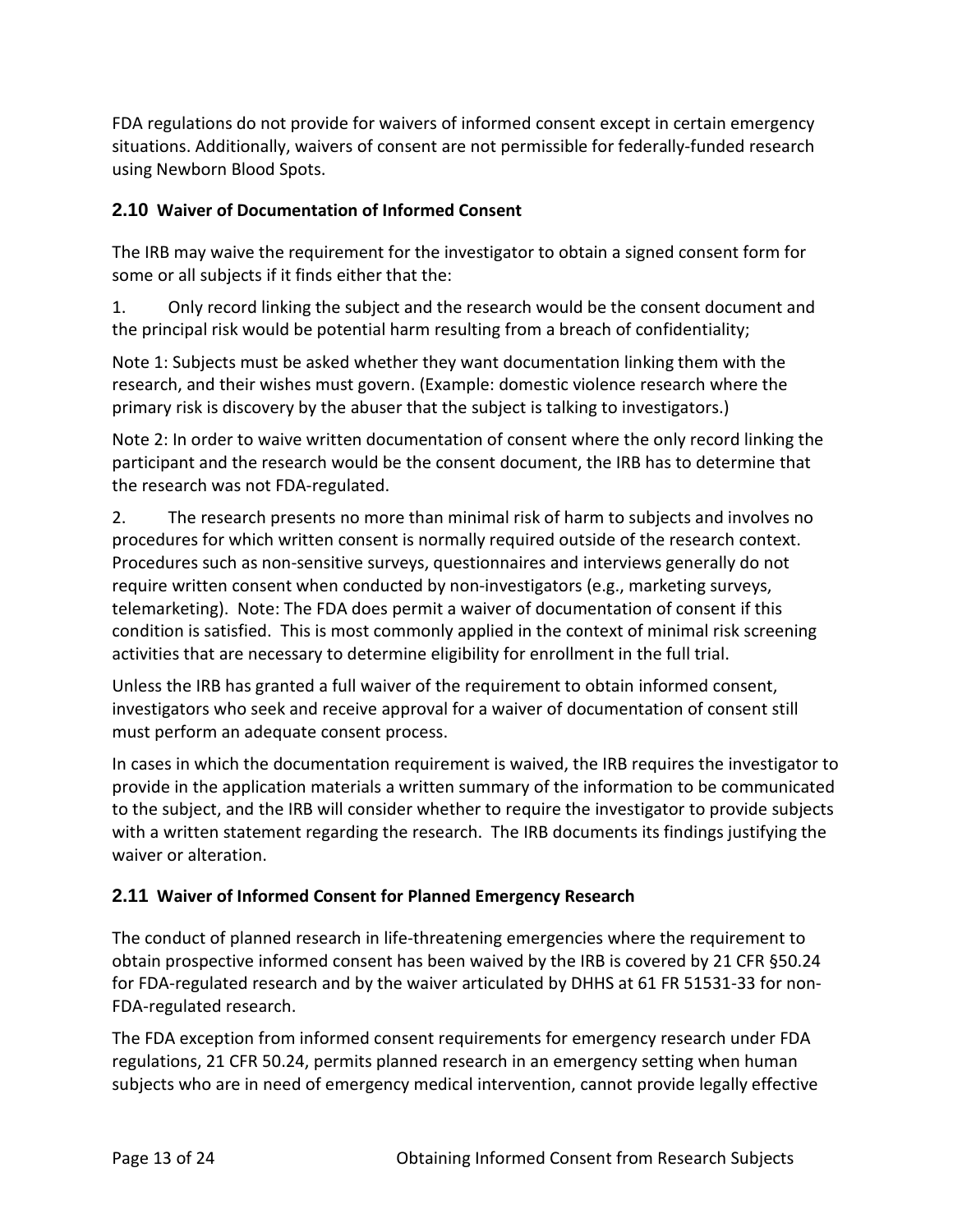FDA regulations do not provide for waivers of informed consent except in certain emergency situations. Additionally, waivers of consent are not permissible for federally-funded research using Newborn Blood Spots.

## 2.10 Waiver of Documentation of Informed Consent

The IRB may waive the requirement for the investigator to obtain a signed consent form for some or all subjects if it finds either that the:

1. Only record linking the subject and the research would be the consent document and the principal risk would be potential harm resulting from a breach of confidentiality;

Note 1: Subjects must be asked whether they want documentation linking them with the research, and their wishes must govern. (Example: domestic violence research where the primary risk is discovery by the abuser that the subject is talking to investigators.)

Note 2: In order to waive written documentation of consent where the only record linking the participant and the research would be the consent document, the IRB has to determine that the research was not FDA-regulated.

2. The research presents no more than minimal risk of harm to subjects and involves no procedures for which written consent is normally required outside of the research context. Procedures such as non-sensitive surveys, questionnaires and interviews generally do not require written consent when conducted by non-investigators (e.g., marketing surveys, telemarketing). Note: The FDA does permit a waiver of documentation of consent if this condition is satisfied. This is most commonly applied in the context of minimal risk screening activities that are necessary to determine eligibility for enrollment in the full trial.

Unless the IRB has granted a full waiver of the requirement to obtain informed consent, investigators who seek and receive approval for a waiver of documentation of consent still must perform an adequate consent process.

In cases in which the documentation requirement is waived, the IRB requires the investigator to provide in the application materials a written summary of the information to be communicated to the subject, and the IRB will consider whether to require the investigator to provide subjects with a written statement regarding the research. The IRB documents its findings justifying the waiver or alteration.

## 2.11 Waiver of Informed Consent for Planned Emergency Research

The conduct of planned research in life-threatening emergencies where the requirement to obtain prospective informed consent has been waived by the IRB is covered by 21 CFR §50.24 for FDA-regulated research and by the waiver articulated by DHHS at 61 FR 51531-33 for non-FDA-regulated research.

The FDA exception from informed consent requirements for emergency research under FDA regulations, 21 CFR 50.24, permits planned research in an emergency setting when human subjects who are in need of emergency medical intervention, cannot provide legally effective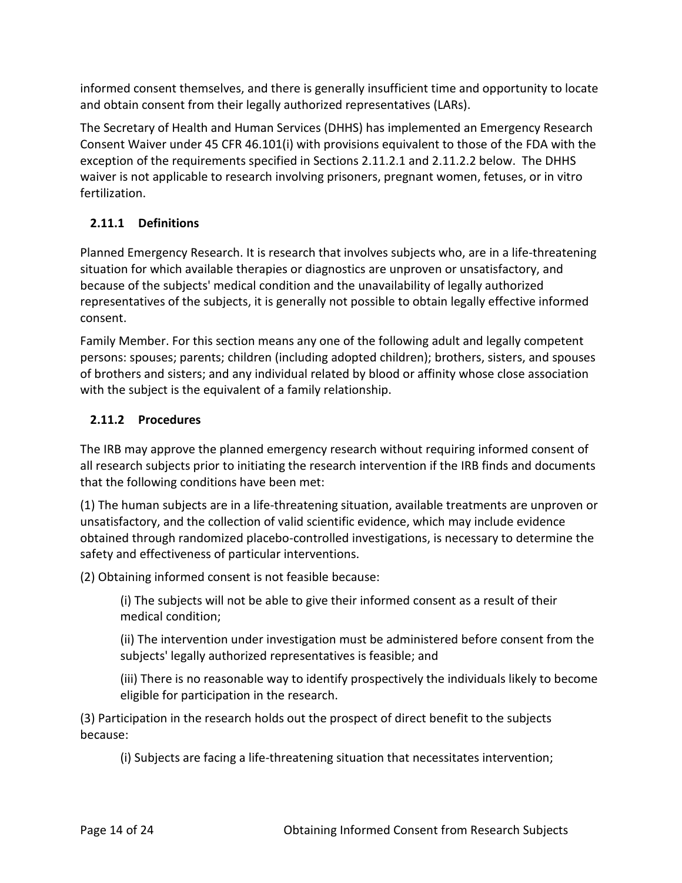informed consent themselves, and there is generally insufficient time and opportunity to locate and obtain consent from their legally authorized representatives (LARs).

The Secretary of Health and Human Services (DHHS) has implemented an Emergency Research Consent Waiver under 45 CFR 46.101(i) with provisions equivalent to those of the FDA with the exception of the requirements specified in Sections 2.11.2.1 and 2.11.2.2 below. The DHHS waiver is not applicable to research involving prisoners, pregnant women, fetuses, or in vitro fertilization.

### 2.11.1 Definitions

Planned Emergency Research. It is research that involves subjects who, are in a life-threatening situation for which available therapies or diagnostics are unproven or unsatisfactory, and because of the subjects' medical condition and the unavailability of legally authorized representatives of the subjects, it is generally not possible to obtain legally effective informed consent.

Family Member. For this section means any one of the following adult and legally competent persons: spouses; parents; children (including adopted children); brothers, sisters, and spouses of brothers and sisters; and any individual related by blood or affinity whose close association with the subject is the equivalent of a family relationship.

### 2.11.2 Procedures

The IRB may approve the planned emergency research without requiring informed consent of all research subjects prior to initiating the research intervention if the IRB finds and documents that the following conditions have been met:

(1) The human subjects are in a life-threatening situation, available treatments are unproven or unsatisfactory, and the collection of valid scientific evidence, which may include evidence obtained through randomized placebo-controlled investigations, is necessary to determine the safety and effectiveness of particular interventions.

(2) Obtaining informed consent is not feasible because:

> (i) The subjects will not be able to give their informed consent as a result of their medical condition;
>
> (ii) The intervention under investigation must be administered before consent from the subjects' legally authorized representatives is feasible; and
>
> (iii) There is no reasonable way to identify prospectively the individuals likely to become eligible for participation in the research.

(3) Participation in the research holds out the prospect of direct benefit to the subjects because:

> (i) Subjects are facing a life-threatening situation that necessitates intervention;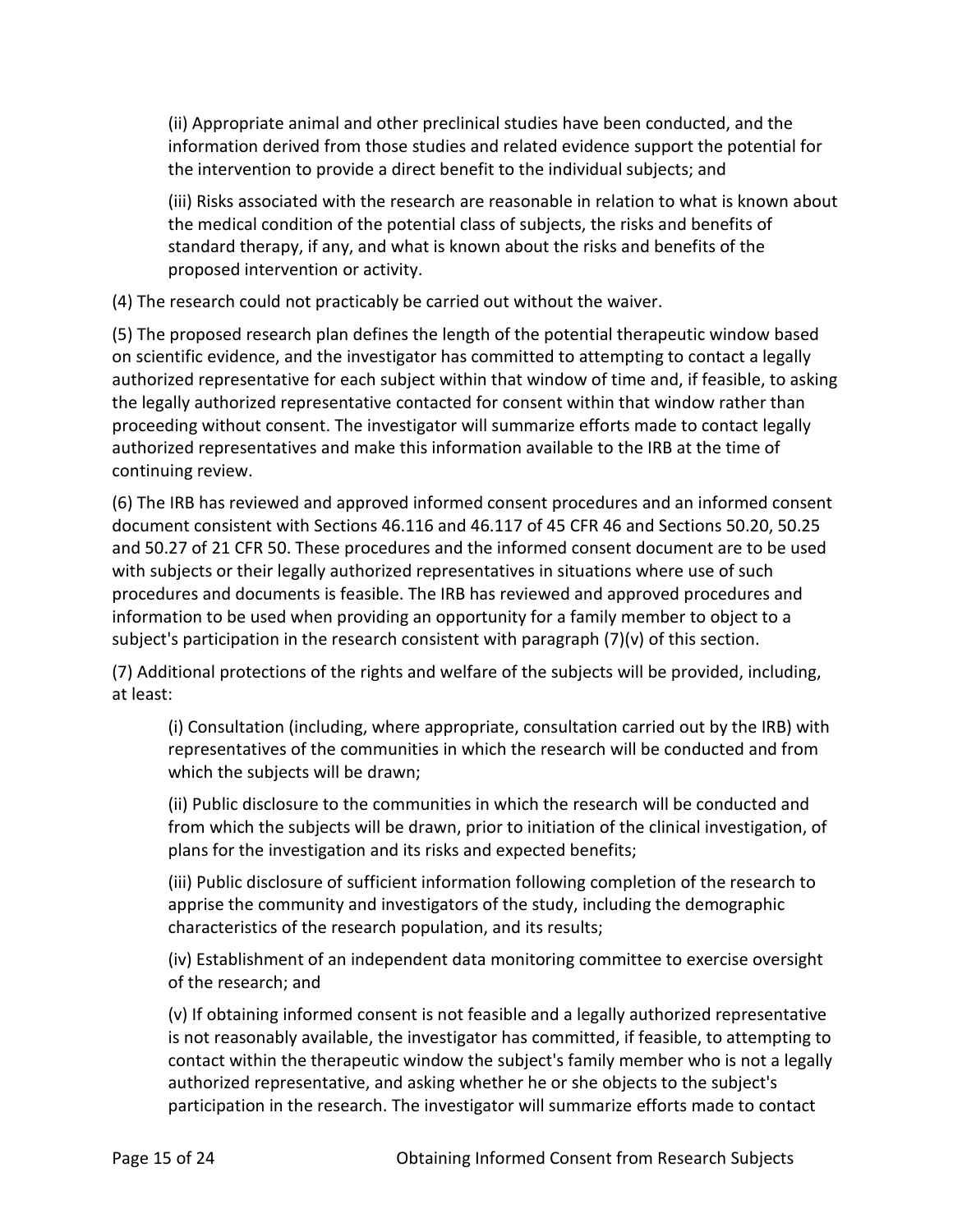(ii) Appropriate animal and other preclinical studies have been conducted, and the information derived from those studies and related evidence support the potential for the intervention to provide a direct benefit to the individual subjects; and

(iii) Risks associated with the research are reasonable in relation to what is known about the medical condition of the potential class of subjects, the risks and benefits of standard therapy, if any, and what is known about the risks and benefits of the proposed intervention or activity.

(4) The research could not practicably be carried out without the waiver.

(5) The proposed research plan defines the length of the potential therapeutic window based on scientific evidence, and the investigator has committed to attempting to contact a legally authorized representative for each subject within that window of time and, if feasible, to asking the legally authorized representative contacted for consent within that window rather than proceeding without consent. The investigator will summarize efforts made to contact legally authorized representatives and make this information available to the IRB at the time of continuing review.

(6) The IRB has reviewed and approved informed consent procedures and an informed consent document consistent with Sections 46.116 and 46.117 of 45 CFR 46 and Sections 50.20, 50.25 and 50.27 of 21 CFR 50. These procedures and the informed consent document are to be used with subjects or their legally authorized representatives in situations where use of such procedures and documents is feasible. The IRB has reviewed and approved procedures and information to be used when providing an opportunity for a family member to object to a subject's participation in the research consistent with paragraph (7)(v) of this section.

(7) Additional protections of the rights and welfare of the subjects will be provided, including, at least:

(i) Consultation (including, where appropriate, consultation carried out by the IRB) with representatives of the communities in which the research will be conducted and from which the subjects will be drawn;

(ii) Public disclosure to the communities in which the research will be conducted and from which the subjects will be drawn, prior to initiation of the clinical investigation, of plans for the investigation and its risks and expected benefits;

(iii) Public disclosure of sufficient information following completion of the research to apprise the community and investigators of the study, including the demographic characteristics of the research population, and its results;

(iv) Establishment of an independent data monitoring committee to exercise oversight of the research; and

(v) If obtaining informed consent is not feasible and a legally authorized representative is not reasonably available, the investigator has committed, if feasible, to attempting to contact within the therapeutic window the subject's family member who is not a legally authorized representative, and asking whether he or she objects to the subject's participation in the research. The investigator will summarize efforts made to contact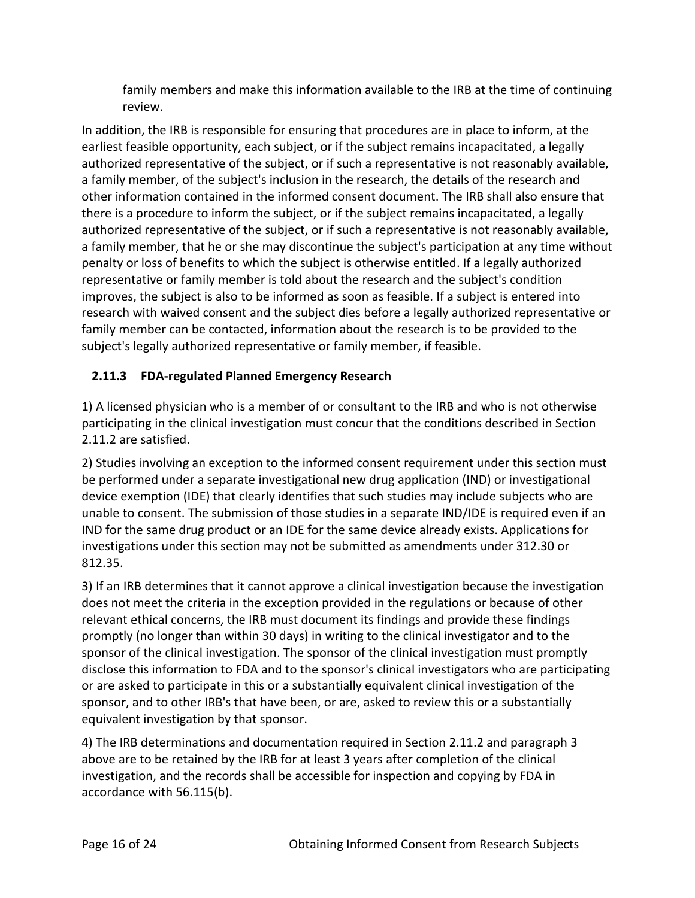family members and make this information available to the IRB at the time of continuing review.

In addition, the IRB is responsible for ensuring that procedures are in place to inform, at the earliest feasible opportunity, each subject, or if the subject remains incapacitated, a legally authorized representative of the subject, or if such a representative is not reasonably available, a family member, of the subject's inclusion in the research, the details of the research and other information contained in the informed consent document. The IRB shall also ensure that there is a procedure to inform the subject, or if the subject remains incapacitated, a legally authorized representative of the subject, or if such a representative is not reasonably available, a family member, that he or she may discontinue the subject's participation at any time without penalty or loss of benefits to which the subject is otherwise entitled. If a legally authorized representative or family member is told about the research and the subject's condition improves, the subject is also to be informed as soon as feasible. If a subject is entered into research with waived consent and the subject dies before a legally authorized representative or family member can be contacted, information about the research is to be provided to the subject's legally authorized representative or family member, if feasible.

### 2.11.3 FDA-regulated Planned Emergency Research

1) A licensed physician who is a member of or consultant to the IRB and who is not otherwise participating in the clinical investigation must concur that the conditions described in Section 2.11.2 are satisfied.

2) Studies involving an exception to the informed consent requirement under this section must be performed under a separate investigational new drug application (IND) or investigational device exemption (IDE) that clearly identifies that such studies may include subjects who are unable to consent. The submission of those studies in a separate IND/IDE is required even if an IND for the same drug product or an IDE for the same device already exists. Applications for investigations under this section may not be submitted as amendments under 312.30 or 812.35.

3) If an IRB determines that it cannot approve a clinical investigation because the investigation does not meet the criteria in the exception provided in the regulations or because of other relevant ethical concerns, the IRB must document its findings and provide these findings promptly (no longer than within 30 days) in writing to the clinical investigator and to the sponsor of the clinical investigation. The sponsor of the clinical investigation must promptly disclose this information to FDA and to the sponsor's clinical investigators who are participating or are asked to participate in this or a substantially equivalent clinical investigation of the sponsor, and to other IRB's that have been, or are, asked to review this or a substantially equivalent investigation by that sponsor.

4) The IRB determinations and documentation required in Section 2.11.2 and paragraph 3 above are to be retained by the IRB for at least 3 years after completion of the clinical investigation, and the records shall be accessible for inspection and copying by FDA in accordance with 56.115(b).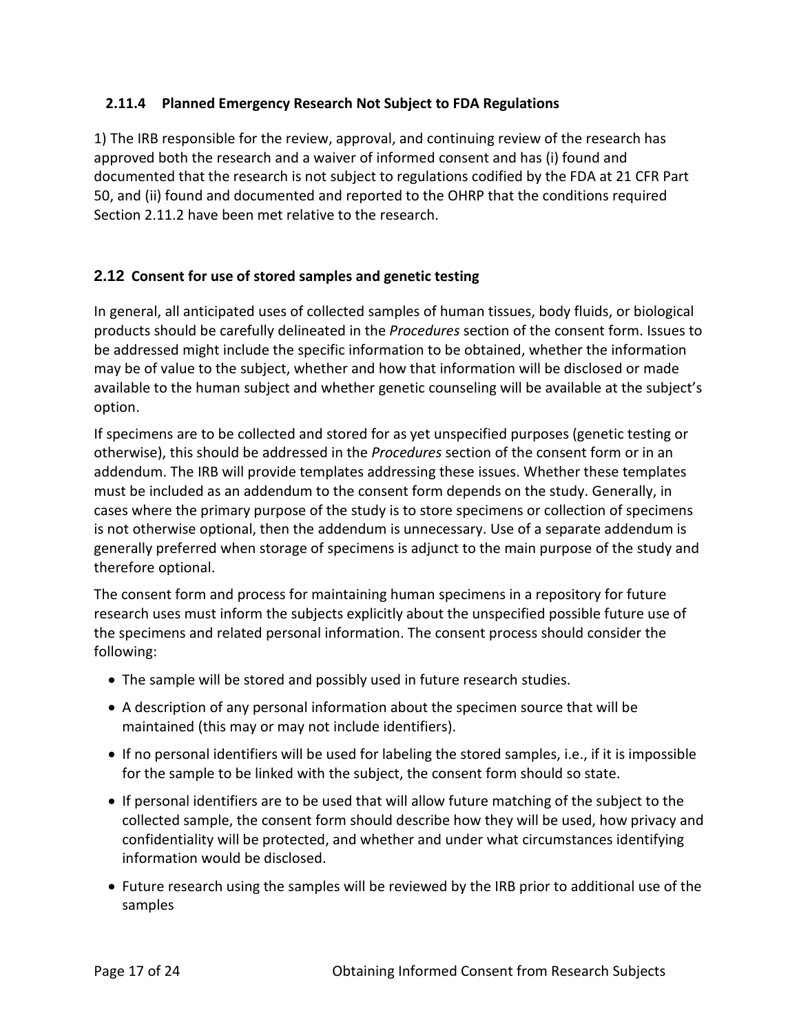### 2.11.4 Planned Emergency Research Not Subject to FDA Regulations

1) The IRB responsible for the review, approval, and continuing review of the research has approved both the research and a waiver of informed consent and has (i) found and documented that the research is not subject to regulations codified by the FDA at 21 CFR Part 50, and (ii) found and documented and reported to the OHRP that the conditions required Section 2.11.2 have been met relative to the research.

## 2.12 Consent for use of stored samples and genetic testing

In general, all anticipated uses of collected samples of human tissues, body fluids, or biological products should be carefully delineated in the *Procedures* section of the consent form. Issues to be addressed might include the specific information to be obtained, whether the information may be of value to the subject, whether and how that information will be disclosed or made available to the human subject and whether genetic counseling will be available at the subject's option.

If specimens are to be collected and stored for as yet unspecified purposes (genetic testing or otherwise), this should be addressed in the *Procedures* section of the consent form or in an addendum. The IRB will provide templates addressing these issues. Whether these templates must be included as an addendum to the consent form depends on the study. Generally, in cases where the primary purpose of the study is to store specimens or collection of specimens is not otherwise optional, then the addendum is unnecessary. Use of a separate addendum is generally preferred when storage of specimens is adjunct to the main purpose of the study and therefore optional.

The consent form and process for maintaining human specimens in a repository for future research uses must inform the subjects explicitly about the unspecified possible future use of the specimens and related personal information. The consent process should consider the following:

- The sample will be stored and possibly used in future research studies.
- A description of any personal information about the specimen source that will be maintained (this may or may not include identifiers).
- If no personal identifiers will be used for labeling the stored samples, i.e., if it is impossible for the sample to be linked with the subject, the consent form should so state.
- If personal identifiers are to be used that will allow future matching of the subject to the collected sample, the consent form should describe how they will be used, how privacy and confidentiality will be protected, and whether and under what circumstances identifying information would be disclosed.
- Future research using the samples will be reviewed by the IRB prior to additional use of the samples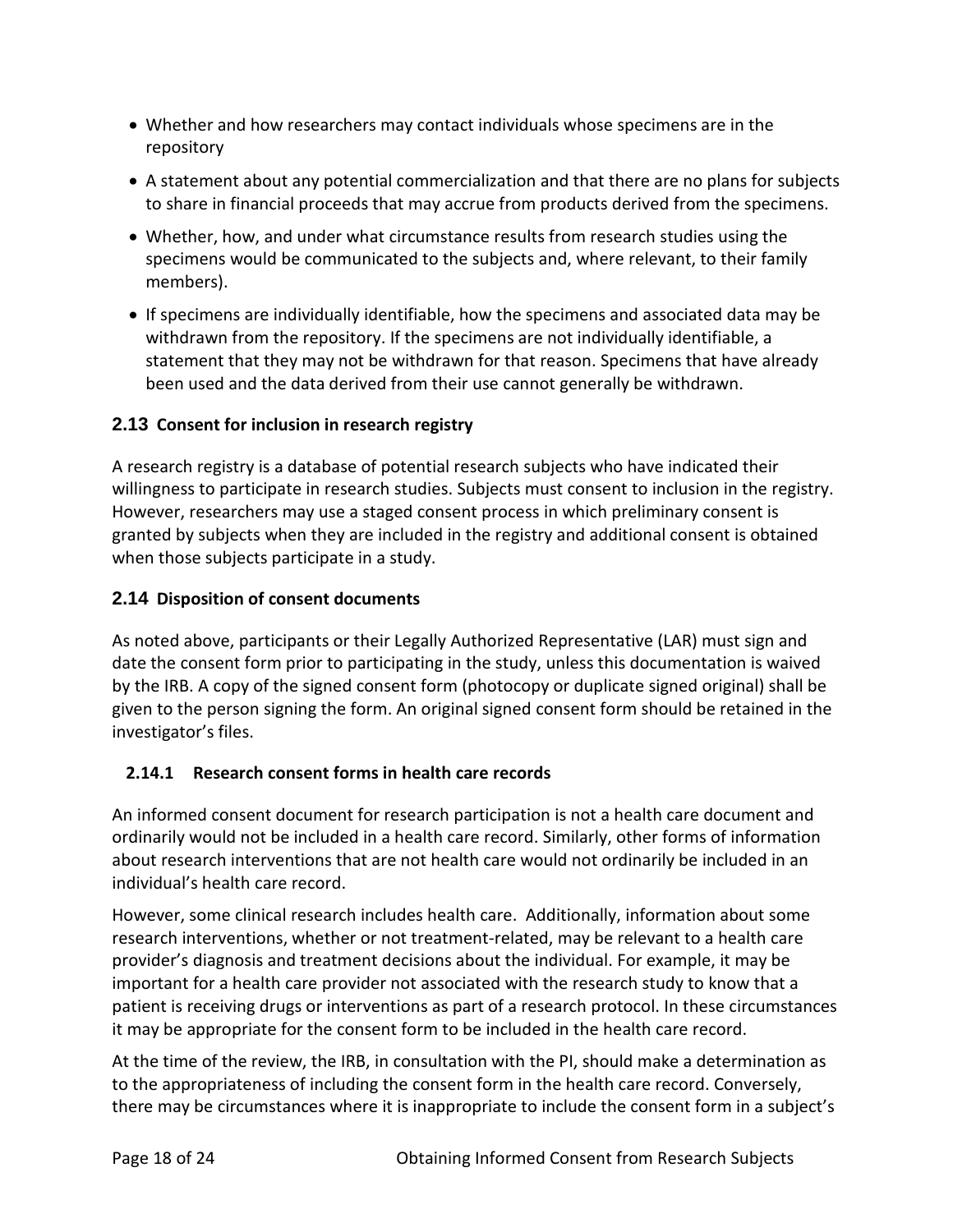- Whether and how researchers may contact individuals whose specimens are in the repository
- A statement about any potential commercialization and that there are no plans for subjects to share in financial proceeds that may accrue from products derived from the specimens.
- Whether, how, and under what circumstance results from research studies using the specimens would be communicated to the subjects and, where relevant, to their family members).
- If specimens are individually identifiable, how the specimens and associated data may be withdrawn from the repository. If the specimens are not individually identifiable, a statement that they may not be withdrawn for that reason. Specimens that have already been used and the data derived from their use cannot generally be withdrawn.

## 2.13 Consent for inclusion in research registry

A research registry is a database of potential research subjects who have indicated their willingness to participate in research studies. Subjects must consent to inclusion in the registry. However, researchers may use a staged consent process in which preliminary consent is granted by subjects when they are included in the registry and additional consent is obtained when those subjects participate in a study.

## 2.14 Disposition of consent documents

As noted above, participants or their Legally Authorized Representative (LAR) must sign and date the consent form prior to participating in the study, unless this documentation is waived by the IRB. A copy of the signed consent form (photocopy or duplicate signed original) shall be given to the person signing the form. An original signed consent form should be retained in the investigator's files.

### 2.14.1 Research consent forms in health care records

An informed consent document for research participation is not a health care document and ordinarily would not be included in a health care record. Similarly, other forms of information about research interventions that are not health care would not ordinarily be included in an individual's health care record.

However, some clinical research includes health care. Additionally, information about some research interventions, whether or not treatment-related, may be relevant to a health care provider's diagnosis and treatment decisions about the individual. For example, it may be important for a health care provider not associated with the research study to know that a patient is receiving drugs or interventions as part of a research protocol. In these circumstances it may be appropriate for the consent form to be included in the health care record.

At the time of the review, the IRB, in consultation with the PI, should make a determination as to the appropriateness of including the consent form in the health care record. Conversely, there may be circumstances where it is inappropriate to include the consent form in a subject's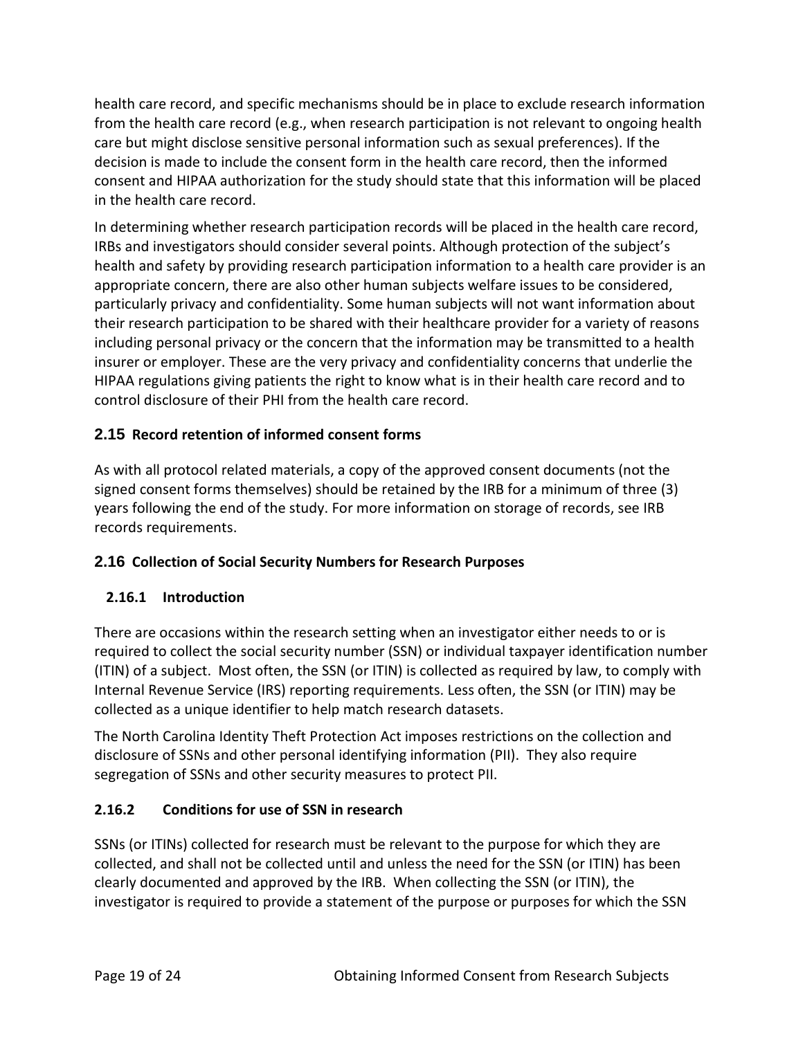health care record, and specific mechanisms should be in place to exclude research information from the health care record (e.g., when research participation is not relevant to ongoing health care but might disclose sensitive personal information such as sexual preferences). If the decision is made to include the consent form in the health care record, then the informed consent and HIPAA authorization for the study should state that this information will be placed in the health care record.

In determining whether research participation records will be placed in the health care record, IRBs and investigators should consider several points. Although protection of the subject's health and safety by providing research participation information to a health care provider is an appropriate concern, there are also other human subjects welfare issues to be considered, particularly privacy and confidentiality. Some human subjects will not want information about their research participation to be shared with their healthcare provider for a variety of reasons including personal privacy or the concern that the information may be transmitted to a health insurer or employer. These are the very privacy and confidentiality concerns that underlie the HIPAA regulations giving patients the right to know what is in their health care record and to control disclosure of their PHI from the health care record.

## 2.15 Record retention of informed consent forms

As with all protocol related materials, a copy of the approved consent documents (not the signed consent forms themselves) should be retained by the IRB for a minimum of three (3) years following the end of the study. For more information on storage of records, see IRB records requirements.

## 2.16 Collection of Social Security Numbers for Research Purposes

### 2.16.1 Introduction

There are occasions within the research setting when an investigator either needs to or is required to collect the social security number (SSN) or individual taxpayer identification number (ITIN) of a subject. Most often, the SSN (or ITIN) is collected as required by law, to comply with Internal Revenue Service (IRS) reporting requirements. Less often, the SSN (or ITIN) may be collected as a unique identifier to help match research datasets.

The North Carolina Identity Theft Protection Act imposes restrictions on the collection and disclosure of SSNs and other personal identifying information (PII). They also require segregation of SSNs and other security measures to protect PII.

### 2.16.2 Conditions for use of SSN in research

SSNs (or ITINs) collected for research must be relevant to the purpose for which they are collected, and shall not be collected until and unless the need for the SSN (or ITIN) has been clearly documented and approved by the IRB. When collecting the SSN (or ITIN), the investigator is required to provide a statement of the purpose or purposes for which the SSN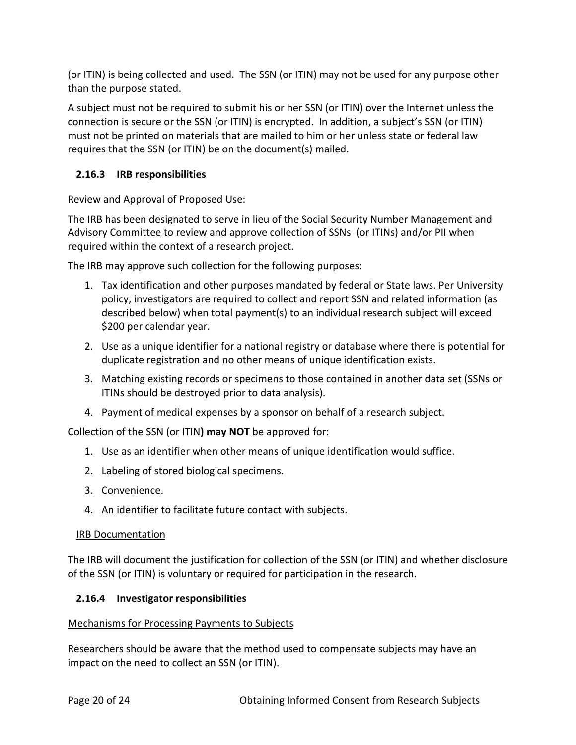(or ITIN) is being collected and used. The SSN (or ITIN) may not be used for any purpose other than the purpose stated.

A subject must not be required to submit his or her SSN (or ITIN) over the Internet unless the connection is secure or the SSN (or ITIN) is encrypted. In addition, a subject's SSN (or ITIN) must not be printed on materials that are mailed to him or her unless state or federal law requires that the SSN (or ITIN) be on the document(s) mailed.

### 2.16.3 IRB responsibilities

Review and Approval of Proposed Use:

The IRB has been designated to serve in lieu of the Social Security Number Management and Advisory Committee to review and approve collection of SSNs (or ITINs) and/or PII when required within the context of a research project.

The IRB may approve such collection for the following purposes:

1. Tax identification and other purposes mandated by federal or State laws. Per University policy, investigators are required to collect and report SSN and related information (as described below) when total payment(s) to an individual research subject will exceed $200 per calendar year.
2. Use as a unique identifier for a national registry or database where there is potential for duplicate registration and no other means of unique identification exists.
3. Matching existing records or specimens to those contained in another data set (SSNs or ITINs should be destroyed prior to data analysis).
4. Payment of medical expenses by a sponsor on behalf of a research subject.

Collection of the SSN (or ITIN**) may NOT** be approved for:

1. Use as an identifier when other means of unique identification would suffice.
2. Labeling of stored biological specimens.
3. Convenience.
4. An identifier to facilitate future contact with subjects.

<u>IRB Documentation</u>

The IRB will document the justification for collection of the SSN (or ITIN) and whether disclosure of the SSN (or ITIN) is voluntary or required for participation in the research.

### 2.16.4 Investigator responsibilities

<u>Mechanisms for Processing Payments to Subjects</u>

Researchers should be aware that the method used to compensate subjects may have an impact on the need to collect an SSN (or ITIN).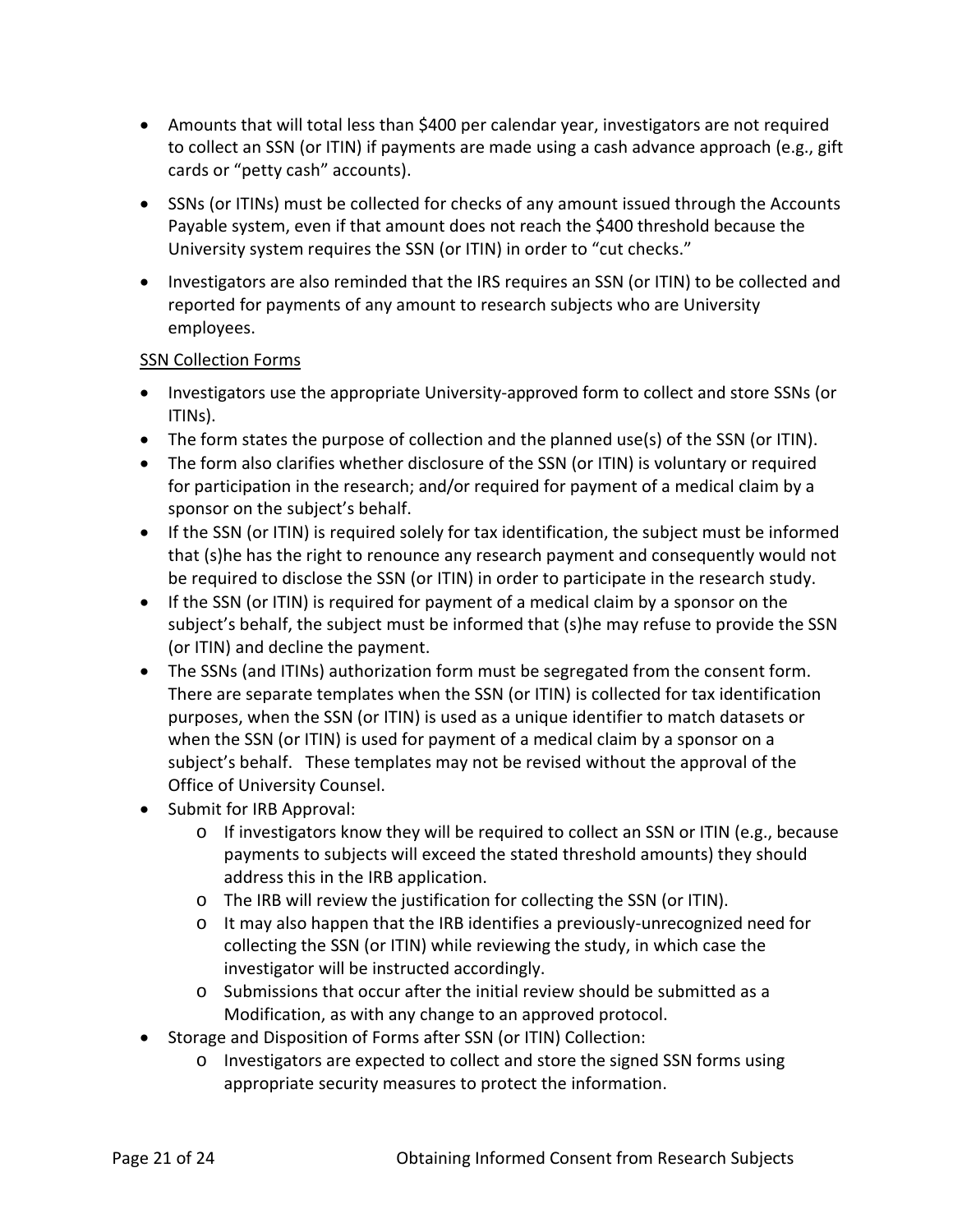- Amounts that will total less than $400 per calendar year, investigators are not required to collect an SSN (or ITIN) if payments are made using a cash advance approach (e.g., gift cards or "petty cash" accounts).

- SSNs (or ITINs) must be collected for checks of any amount issued through the Accounts Payable system, even if that amount does not reach the $400 threshold because the University system requires the SSN (or ITIN) in order to "cut checks."

- Investigators are also reminded that the IRS requires an SSN (or ITIN) to be collected and reported for payments of any amount to research subjects who are University employees.

<u>SSN Collection Forms</u>

- Investigators use the appropriate University-approved form to collect and store SSNs (or ITINs).
- The form states the purpose of collection and the planned use(s) of the SSN (or ITIN).
- The form also clarifies whether disclosure of the SSN (or ITIN) is voluntary or required for participation in the research; and/or required for payment of a medical claim by a sponsor on the subject's behalf.
- If the SSN (or ITIN) is required solely for tax identification, the subject must be informed that (s)he has the right to renounce any research payment and consequently would not be required to disclose the SSN (or ITIN) in order to participate in the research study.
- If the SSN (or ITIN) is required for payment of a medical claim by a sponsor on the subject's behalf, the subject must be informed that (s)he may refuse to provide the SSN (or ITIN) and decline the payment.
- The SSNs (and ITINs) authorization form must be segregated from the consent form. There are separate templates when the SSN (or ITIN) is collected for tax identification purposes, when the SSN (or ITIN) is used as a unique identifier to match datasets or when the SSN (or ITIN) is used for payment of a medical claim by a sponsor on a subject's behalf. These templates may not be revised without the approval of the Office of University Counsel.
- Submit for IRB Approval:
  - If investigators know they will be required to collect an SSN or ITIN (e.g., because payments to subjects will exceed the stated threshold amounts) they should address this in the IRB application.
  - The IRB will review the justification for collecting the SSN (or ITIN).
  - It may also happen that the IRB identifies a previously-unrecognized need for collecting the SSN (or ITIN) while reviewing the study, in which case the investigator will be instructed accordingly.
  - Submissions that occur after the initial review should be submitted as a Modification, as with any change to an approved protocol.
- Storage and Disposition of Forms after SSN (or ITIN) Collection:
  - Investigators are expected to collect and store the signed SSN forms using appropriate security measures to protect the information.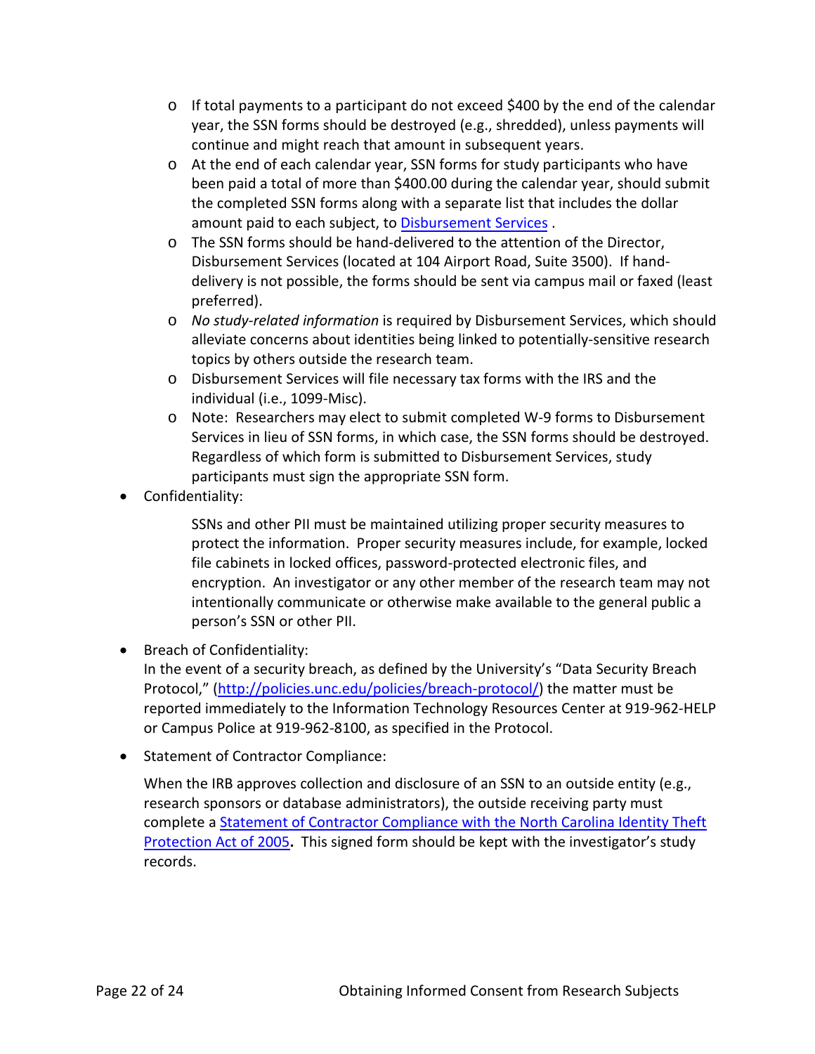- If total payments to a participant do not exceed $400 by the end of the calendar year, the SSN forms should be destroyed (e.g., shredded), unless payments will continue and might reach that amount in subsequent years.
  - At the end of each calendar year, SSN forms for study participants who have been paid a total of more than $400.00 during the calendar year, should submit the completed SSN forms along with a separate list that includes the dollar amount paid to each subject, to [Disbursement Services](#) .
  - The SSN forms should be hand-delivered to the attention of the Director, Disbursement Services (located at 104 Airport Road, Suite 3500). If hand-delivery is not possible, the forms should be sent via campus mail or faxed (least preferred).
  - *No study-related information* is required by Disbursement Services, which should alleviate concerns about identities being linked to potentially-sensitive research topics by others outside the research team.
  - Disbursement Services will file necessary tax forms with the IRS and the individual (i.e., 1099-Misc).
  - Note: Researchers may elect to submit completed W-9 forms to Disbursement Services in lieu of SSN forms, in which case, the SSN forms should be destroyed. Regardless of which form is submitted to Disbursement Services, study participants must sign the appropriate SSN form.

- Confidentiality:

  SSNs and other PII must be maintained utilizing proper security measures to protect the information. Proper security measures include, for example, locked file cabinets in locked offices, password-protected electronic files, and encryption. An investigator or any other member of the research team may not intentionally communicate or otherwise make available to the general public a person's SSN or other PII.

- Breach of Confidentiality:
  In the event of a security breach, as defined by the University's "Data Security Breach Protocol," (http://policies.unc.edu/policies/breach-protocol/) the matter must be reported immediately to the Information Technology Resources Center at 919-962-HELP or Campus Police at 919-962-8100, as specified in the Protocol.

- Statement of Contractor Compliance:

  When the IRB approves collection and disclosure of an SSN to an outside entity (e.g., research sponsors or database administrators), the outside receiving party must complete a [Statement of Contractor Compliance with the North Carolina Identity Theft Protection Act of 2005](#)**.** This signed form should be kept with the investigator's study records.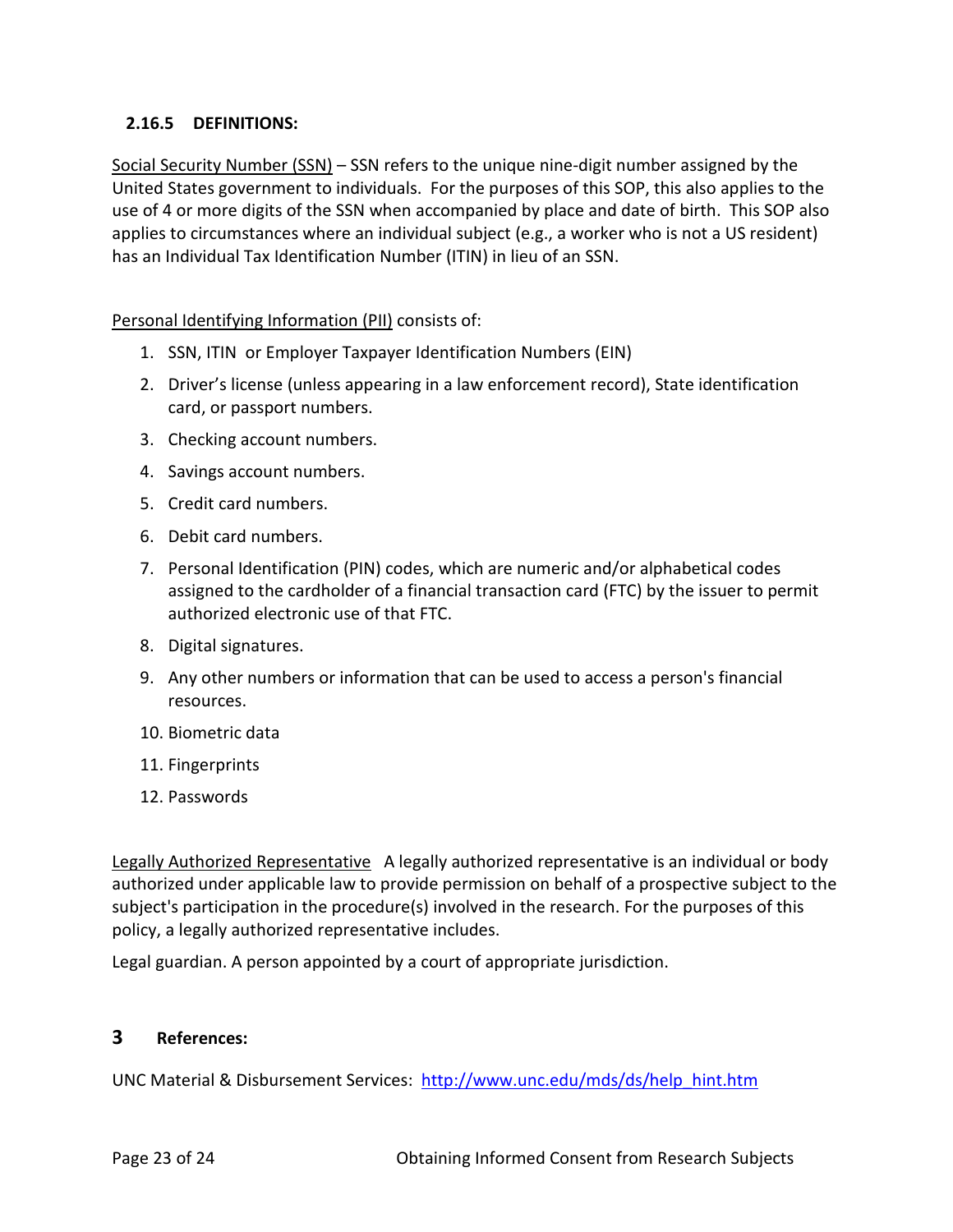### 2.16.5 DEFINITIONS:

Social Security Number (SSN) – SSN refers to the unique nine-digit number assigned by the United States government to individuals. For the purposes of this SOP, this also applies to the use of 4 or more digits of the SSN when accompanied by place and date of birth. This SOP also applies to circumstances where an individual subject (e.g., a worker who is not a US resident) has an Individual Tax Identification Number (ITIN) in lieu of an SSN.

Personal Identifying Information (PII) consists of:

1. SSN, ITIN or Employer Taxpayer Identification Numbers (EIN)
2. Driver's license (unless appearing in a law enforcement record), State identification card, or passport numbers.
3. Checking account numbers.
4. Savings account numbers.
5. Credit card numbers.
6. Debit card numbers.
7. Personal Identification (PIN) codes, which are numeric and/or alphabetical codes assigned to the cardholder of a financial transaction card (FTC) by the issuer to permit authorized electronic use of that FTC.
8. Digital signatures.
9. Any other numbers or information that can be used to access a person's financial resources.
10. Biometric data
11. Fingerprints
12. Passwords

Legally Authorized Representative A legally authorized representative is an individual or body authorized under applicable law to provide permission on behalf of a prospective subject to the subject's participation in the procedure(s) involved in the research. For the purposes of this policy, a legally authorized representative includes.

Legal guardian. A person appointed by a court of appropriate jurisdiction.

## 3 References:

UNC Material & Disbursement Services: http://www.unc.edu/mds/ds/help_hint.htm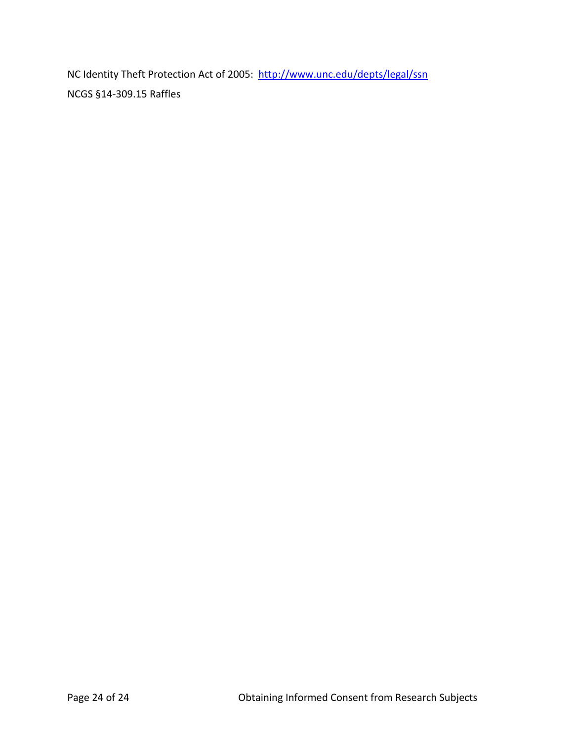NC Identity Theft Protection Act of 2005: [http://www.unc.edu/depts/legal/ssn](http://www.unc.edu/depts/legal/ssn)

NCGS §14-309.15 Raffles